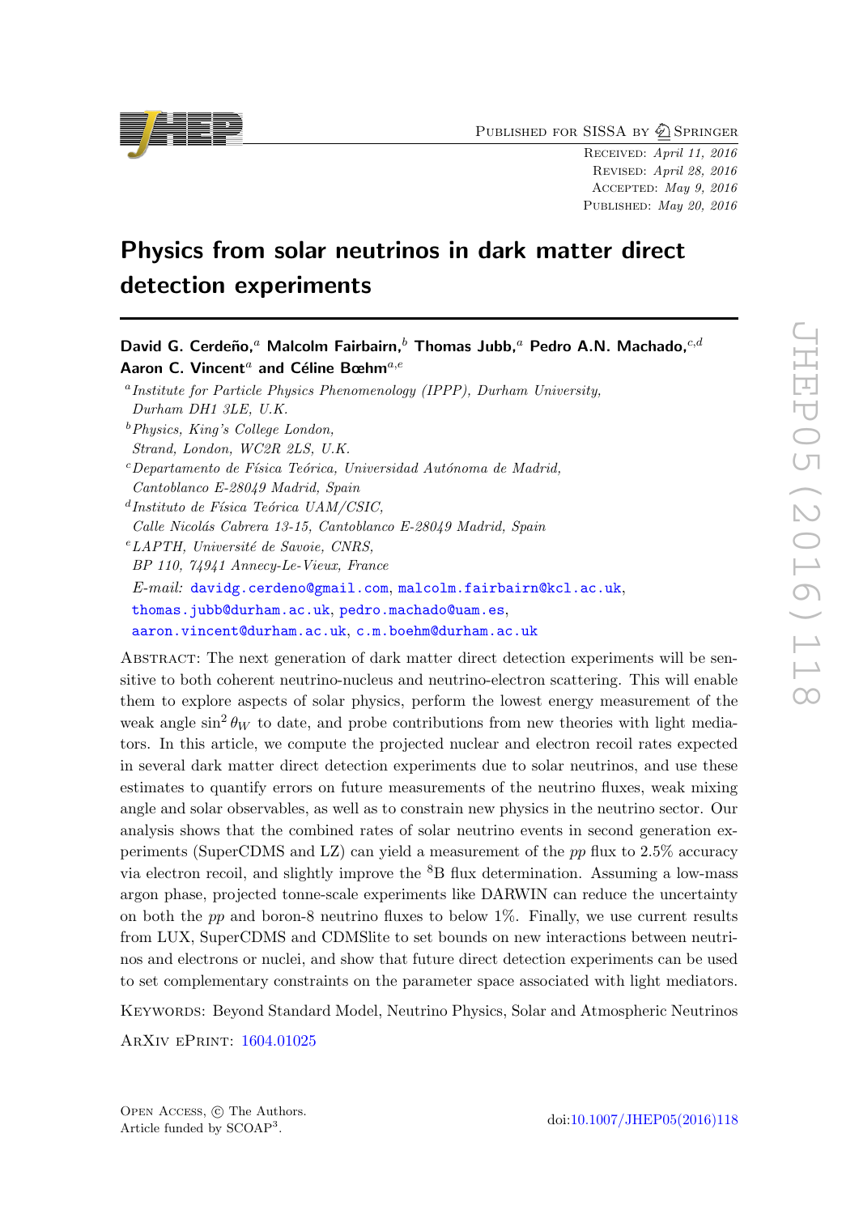Published for SISSA by Springer

Received: *April 11, 2016*
Revised: *April 28, 2016*
Accepted: *May 9, 2016*
Published: *May 20, 2016*

# Physics from solar neutrinos in dark matter direct detection experiments

**David G. Cerdeño,[a] Malcolm Fairbairn,[b] Thomas Jubb,[a] Pedro A.N. Machado,[c,d] Aaron C. Vincent[a] and Céline Bœhm[a,e]**

[a] *Institute for Particle Physics Phenomenology (IPPP), Durham University, Durham DH1 3LE, U.K.*

[b] *Physics, King's College London, Strand, London, WC2R 2LS, U.K.*

[c] *Departamento de Física Teórica, Universidad Autónoma de Madrid, Cantoblanco E-28049 Madrid, Spain*

[d] *Instituto de Física Teórica UAM/CSIC, Calle Nicolás Cabrera 13-15, Cantoblanco E-28049 Madrid, Spain*

[e] *LAPTH, Université de Savoie, CNRS, BP 110, 74941 Annecy-Le-Vieux, France*

*E-mail:* davidg.cerdeno@gmail.com, malcolm.fairbairn@kcl.ac.uk, thomas.jubb@durham.ac.uk, pedro.machado@uam.es, aaron.vincent@durham.ac.uk, c.m.boehm@durham.ac.uk

Abstract: The next generation of dark matter direct detection experiments will be sensitive to both coherent neutrino-nucleus and neutrino-electron scattering. This will enable them to explore aspects of solar physics, perform the lowest energy measurement of the weak angle $\sin^2\theta_W$ to date, and probe contributions from new theories with light mediators. In this article, we compute the projected nuclear and electron recoil rates expected in several dark matter direct detection experiments due to solar neutrinos, and use these estimates to quantify errors on future measurements of the neutrino fluxes, weak mixing angle and solar observables, as well as to constrain new physics in the neutrino sector. Our analysis shows that the combined rates of solar neutrino events in second generation experiments (SuperCDMS and LZ) can yield a measurement of the *pp* flux to 2.5% accuracy via electron recoil, and slightly improve the $^8$B flux determination. Assuming a low-mass argon phase, projected tonne-scale experiments like DARWIN can reduce the uncertainty on both the *pp* and boron-8 neutrino fluxes to below 1%. Finally, we use current results from LUX, SuperCDMS and CDMSlite to set bounds on new interactions between neutrinos and electrons or nuclei, and show that future direct detection experiments can be used to set complementary constraints on the parameter space associated with light mediators.

Keywords: Beyond Standard Model, Neutrino Physics, Solar and Atmospheric Neutrinos

ArXiv ePrint: 1604.01025

Open Access, © The Authors.
Article funded by SCOAP$^3$.

doi:10.1007/JHEP05(2016)118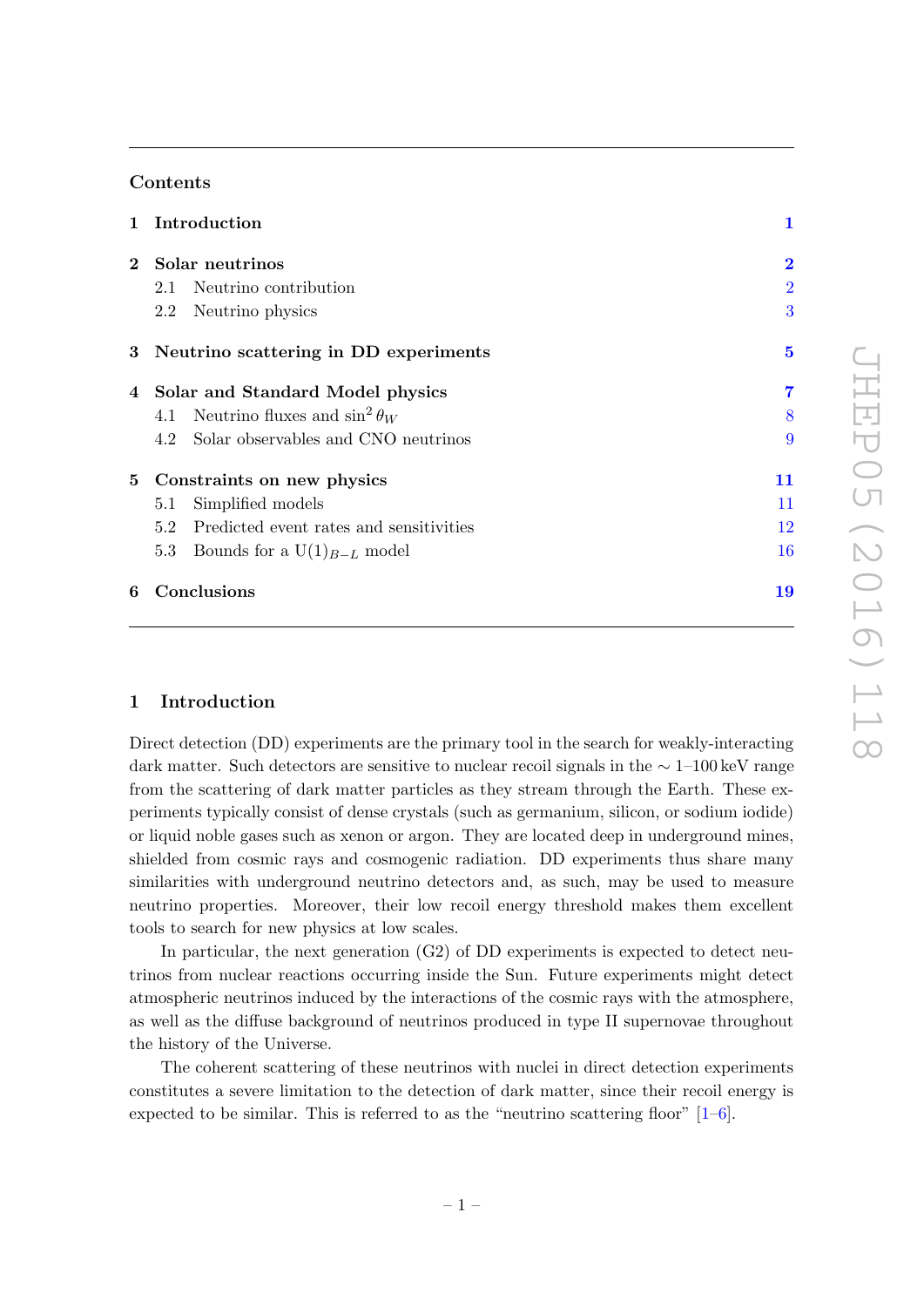## Contents

| | | |
|---|---|---|
| **1** | **Introduction** | **1** |
| **2** | **Solar neutrinos** | **2** |
| 2.1 | Neutrino contribution | 2 |
| 2.2 | Neutrino physics | 3 |
| **3** | **Neutrino scattering in DD experiments** | **5** |
| **4** | **Solar and Standard Model physics** | **7** |
| 4.1 | Neutrino fluxes and $\sin^2\theta_W$ | 8 |
| 4.2 | Solar observables and CNO neutrinos | 9 |
| **5** | **Constraints on new physics** | **11** |
| 5.1 | Simplified models | 11 |
| 5.2 | Predicted event rates and sensitivities | 12 |
| 5.3 | Bounds for a $\mathrm{U}(1)_{B-L}$ model | 16 |
| **6** | **Conclusions** | **19** |

## 1 Introduction

Direct detection (DD) experiments are the primary tool in the search for weakly-interacting dark matter. Such detectors are sensitive to nuclear recoil signals in the $\sim$ 1–100 keV range from the scattering of dark matter particles as they stream through the Earth. These experiments typically consist of dense crystals (such as germanium, silicon, or sodium iodide) or liquid noble gases such as xenon or argon. They are located deep in underground mines, shielded from cosmic rays and cosmogenic radiation. DD experiments thus share many similarities with underground neutrino detectors and, as such, may be used to measure neutrino properties. Moreover, their low recoil energy threshold makes them excellent tools to search for new physics at low scales.

In particular, the next generation (G2) of DD experiments is expected to detect neutrinos from nuclear reactions occurring inside the Sun. Future experiments might detect atmospheric neutrinos induced by the interactions of the cosmic rays with the atmosphere, as well as the diffuse background of neutrinos produced in type II supernovae throughout the history of the Universe.

The coherent scattering of these neutrinos with nuclei in direct detection experiments constitutes a severe limitation to the detection of dark matter, since their recoil energy is expected to be similar. This is referred to as the "neutrino scattering floor" [1–6].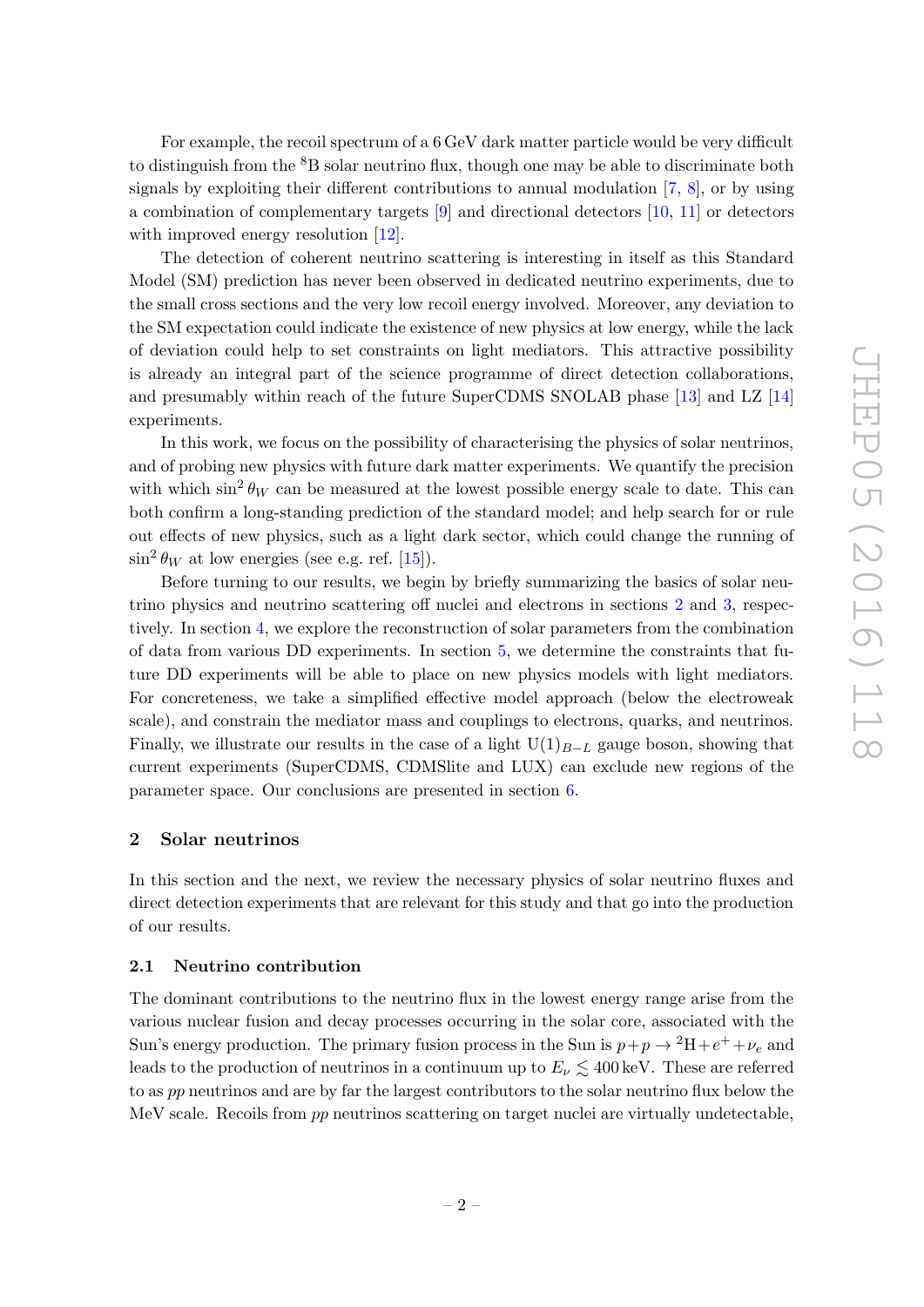For example, the recoil spectrum of a 6 GeV dark matter particle would be very difficult to distinguish from the $^8$B solar neutrino flux, though one may be able to discriminate both signals by exploiting their different contributions to annual modulation [7, 8], or by using a combination of complementary targets [9] and directional detectors [10, 11] or detectors with improved energy resolution [12].

The detection of coherent neutrino scattering is interesting in itself as this Standard Model (SM) prediction has never been observed in dedicated neutrino experiments, due to the small cross sections and the very low recoil energy involved. Moreover, any deviation to the SM expectation could indicate the existence of new physics at low energy, while the lack of deviation could help to set constraints on light mediators. This attractive possibility is already an integral part of the science programme of direct detection collaborations, and presumably within reach of the future SuperCDMS SNOLAB phase [13] and LZ [14] experiments.

In this work, we focus on the possibility of characterising the physics of solar neutrinos, and of probing new physics with future dark matter experiments. We quantify the precision with which $\sin^2\theta_W$ can be measured at the lowest possible energy scale to date. This can both confirm a long-standing prediction of the standard model; and help search for or rule out effects of new physics, such as a light dark sector, which could change the running of $\sin^2\theta_W$ at low energies (see e.g. ref. [15]).

Before turning to our results, we begin by briefly summarizing the basics of solar neutrino physics and neutrino scattering off nuclei and electrons in sections 2 and 3, respectively. In section 4, we explore the reconstruction of solar parameters from the combination of data from various DD experiments. In section 5, we determine the constraints that future DD experiments will be able to place on new physics models with light mediators. For concreteness, we take a simplified effective model approach (below the electroweak scale), and constrain the mediator mass and couplings to electrons, quarks, and neutrinos. Finally, we illustrate our results in the case of a light $\mathrm{U}(1)_{B-L}$ gauge boson, showing that current experiments (SuperCDMS, CDMSlite and LUX) can exclude new regions of the parameter space. Our conclusions are presented in section 6.

## 2 Solar neutrinos

In this section and the next, we review the necessary physics of solar neutrino fluxes and direct detection experiments that are relevant for this study and that go into the production of our results.

### 2.1 Neutrino contribution

The dominant contributions to the neutrino flux in the lowest energy range arise from the various nuclear fusion and decay processes occurring in the solar core, associated with the Sun's energy production. The primary fusion process in the Sun is $p+p \rightarrow {}^2\mathrm{H}+e^+ +\nu_e$ and leads to the production of neutrinos in a continuum up to $E_\nu \lesssim 400\,\mathrm{keV}$. These are referred to as *pp* neutrinos and are by far the largest contributors to the solar neutrino flux below the MeV scale. Recoils from *pp* neutrinos scattering on target nuclei are virtually undetectable,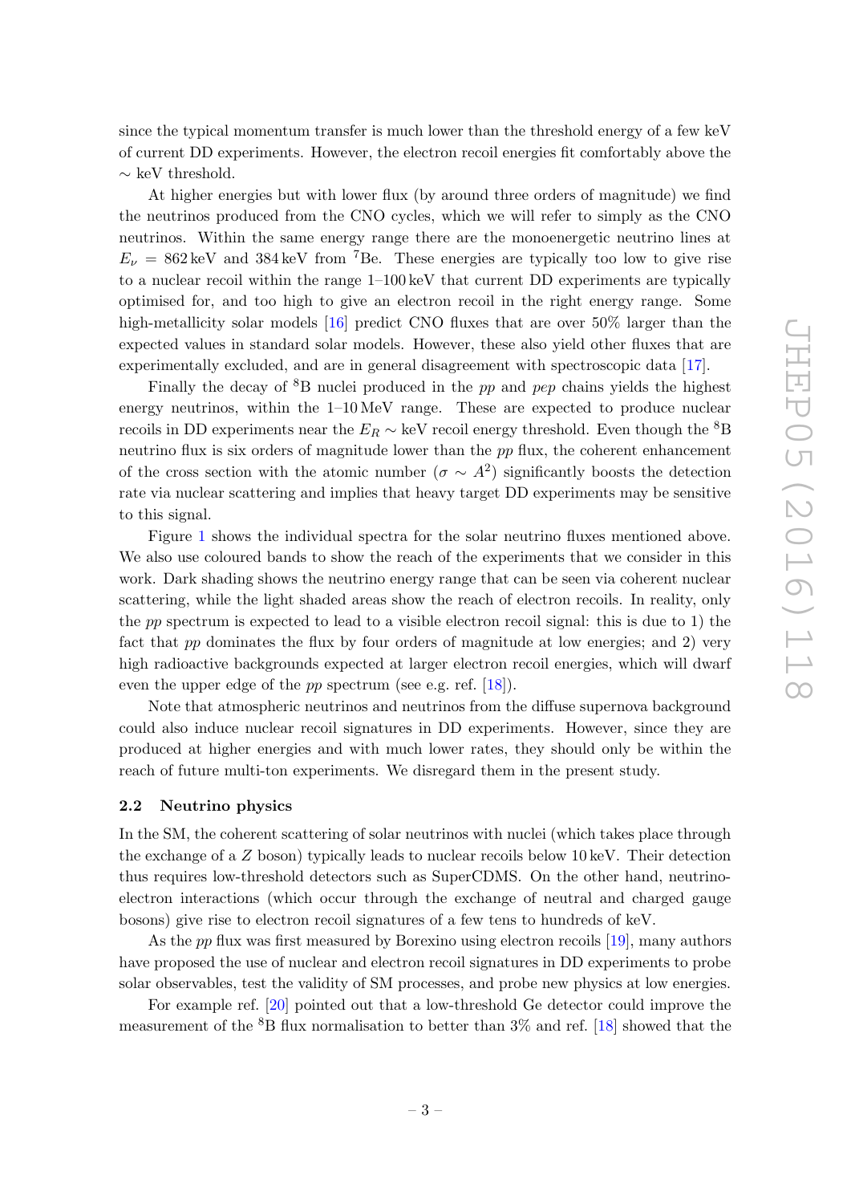since the typical momentum transfer is much lower than the threshold energy of a few keV of current DD experiments. However, the electron recoil energies fit comfortably above the $\sim$ keV threshold.

At higher energies but with lower flux (by around three orders of magnitude) we find the neutrinos produced from the CNO cycles, which we will refer to simply as the CNO neutrinos. Within the same energy range there are the monoenergetic neutrino lines at $E_\nu = 862\,\text{keV}$ and $384\,\text{keV}$ from $^7$Be. These energies are typically too low to give rise to a nuclear recoil within the range 1–100 keV that current DD experiments are typically optimised for, and too high to give an electron recoil in the right energy range. Some high-metallicity solar models [16] predict CNO fluxes that are over 50% larger than the expected values in standard solar models. However, these also yield other fluxes that are experimentally excluded, and are in general disagreement with spectroscopic data [17].

Finally the decay of $^8$B nuclei produced in the *pp* and *pep* chains yields the highest energy neutrinos, within the 1–10 MeV range. These are expected to produce nuclear recoils in DD experiments near the $E_R \sim$ keV recoil energy threshold. Even though the $^8$B neutrino flux is six orders of magnitude lower than the *pp* flux, the coherent enhancement of the cross section with the atomic number ($\sigma \sim A^2$) significantly boosts the detection rate via nuclear scattering and implies that heavy target DD experiments may be sensitive to this signal.

Figure 1 shows the individual spectra for the solar neutrino fluxes mentioned above. We also use coloured bands to show the reach of the experiments that we consider in this work. Dark shading shows the neutrino energy range that can be seen via coherent nuclear scattering, while the light shaded areas show the reach of electron recoils. In reality, only the *pp* spectrum is expected to lead to a visible electron recoil signal: this is due to 1) the fact that *pp* dominates the flux by four orders of magnitude at low energies; and 2) very high radioactive backgrounds expected at larger electron recoil energies, which will dwarf even the upper edge of the *pp* spectrum (see e.g. ref. [18]).

Note that atmospheric neutrinos and neutrinos from the diffuse supernova background could also induce nuclear recoil signatures in DD experiments. However, since they are produced at higher energies and with much lower rates, they should only be within the reach of future multi-ton experiments. We disregard them in the present study.

### 2.2 Neutrino physics

In the SM, the coherent scattering of solar neutrinos with nuclei (which takes place through the exchange of a $Z$ boson) typically leads to nuclear recoils below 10 keV. Their detection thus requires low-threshold detectors such as SuperCDMS. On the other hand, neutrino-electron interactions (which occur through the exchange of neutral and charged gauge bosons) give rise to electron recoil signatures of a few tens to hundreds of keV.

As the *pp* flux was first measured by Borexino using electron recoils [19], many authors have proposed the use of nuclear and electron recoil signatures in DD experiments to probe solar observables, test the validity of SM processes, and probe new physics at low energies.

For example ref. [20] pointed out that a low-threshold Ge detector could improve the measurement of the $^8$B flux normalisation to better than 3% and ref. [18] showed that the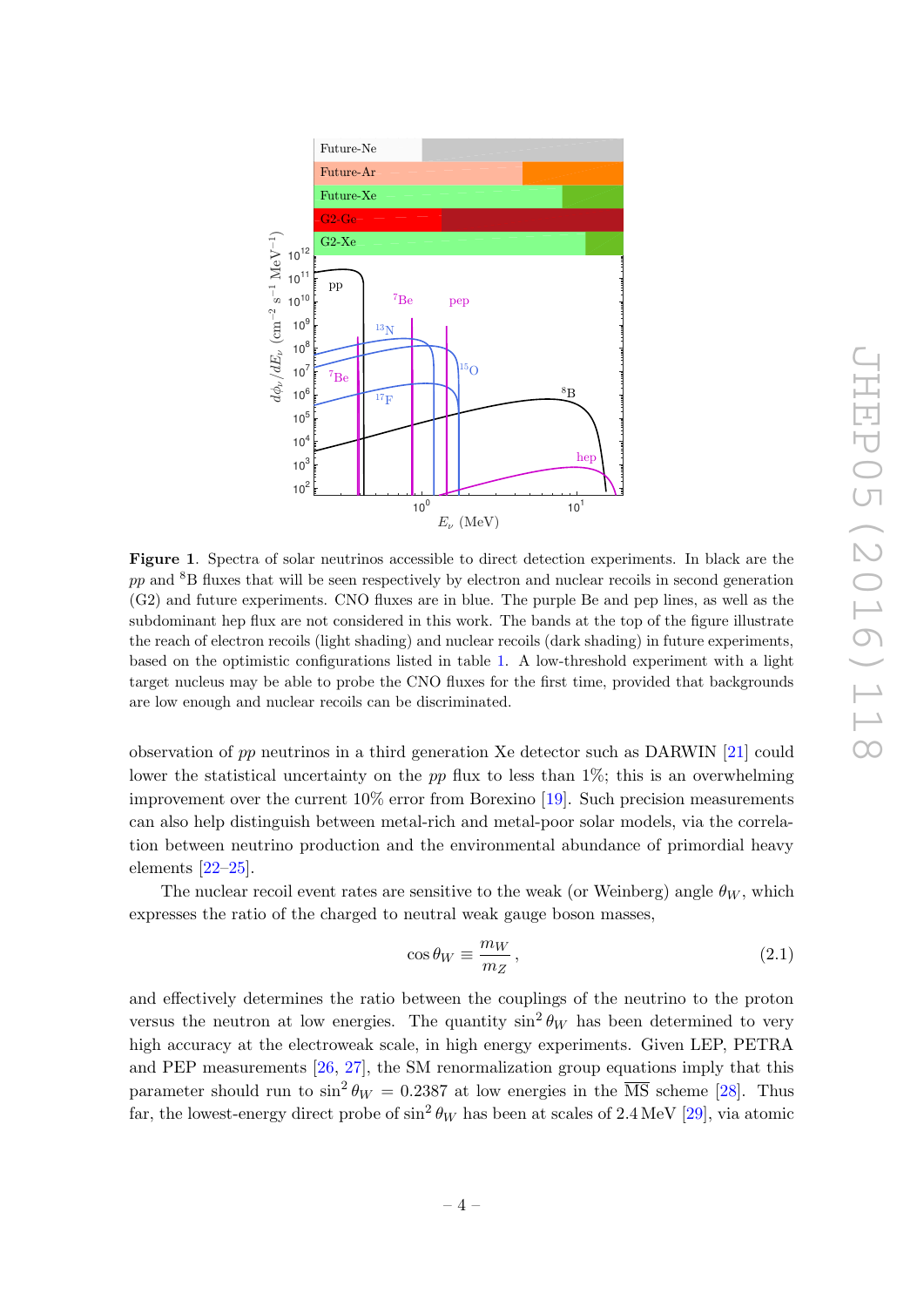**Figure 1**. Spectra of solar neutrinos accessible to direct detection experiments. In black are the *pp* and $^8$B fluxes that will be seen respectively by electron and nuclear recoils in second generation (G2) and future experiments. CNO fluxes are in blue. The purple Be and pep lines, as well as the subdominant hep flux are not considered in this work. The bands at the top of the figure illustrate the reach of electron recoils (light shading) and nuclear recoils (dark shading) in future experiments, based on the optimistic configurations listed in table 1. A low-threshold experiment with a light target nucleus may be able to probe the CNO fluxes for the first time, provided that backgrounds are low enough and nuclear recoils can be discriminated.

observation of *pp* neutrinos in a third generation Xe detector such as DARWIN [21] could lower the statistical uncertainty on the *pp* flux to less than 1%; this is an overwhelming improvement over the current 10% error from Borexino [19]. Such precision measurements can also help distinguish between metal-rich and metal-poor solar models, via the correlation between neutrino production and the environmental abundance of primordial heavy elements [22–25].

The nuclear recoil event rates are sensitive to the weak (or Weinberg) angle $\theta_W$, which expresses the ratio of the charged to neutral weak gauge boson masses,

$$\cos\theta_W \equiv \frac{m_W}{m_Z}\,, \tag{2.1}$$

and effectively determines the ratio between the couplings of the neutrino to the proton versus the neutron at low energies. The quantity $\sin^2\theta_W$ has been determined to very high accuracy at the electroweak scale, in high energy experiments. Given LEP, PETRA and PEP measurements [26, 27], the SM renormalization group equations imply that this parameter should run to $\sin^2\theta_W = 0.2387$ at low energies in the $\overline{\text{MS}}$ scheme [28]. Thus far, the lowest-energy direct probe of $\sin^2\theta_W$ has been at scales of 2.4 MeV [29], via atomic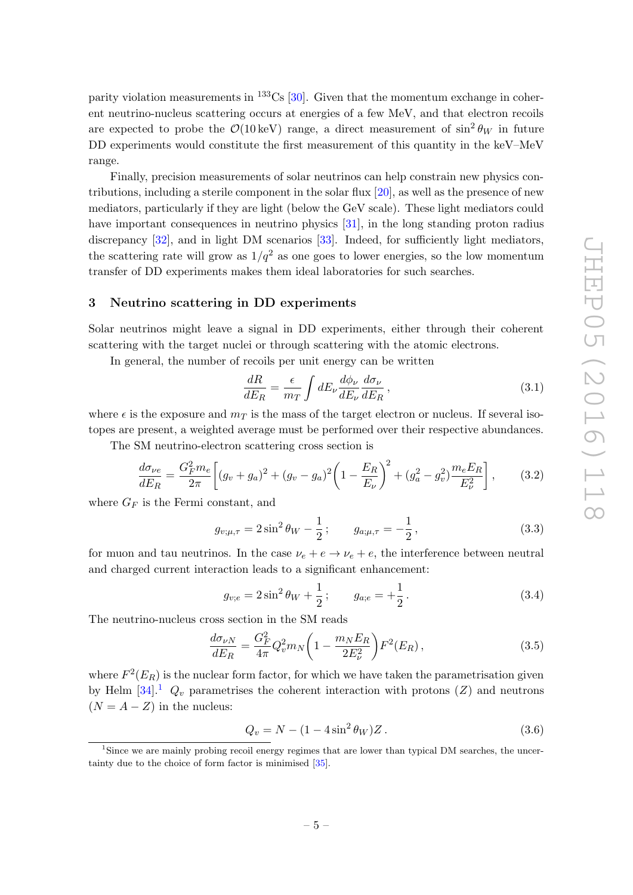parity violation measurements in $^{133}$Cs [30]. Given that the momentum exchange in coherent neutrino-nucleus scattering occurs at energies of a few MeV, and that electron recoils are expected to probe the $\mathcal{O}(10\,\text{keV})$ range, a direct measurement of $\sin^2\theta_W$ in future DD experiments would constitute the first measurement of this quantity in the keV–MeV range.

Finally, precision measurements of solar neutrinos can help constrain new physics contributions, including a sterile component in the solar flux [20], as well as the presence of new mediators, particularly if they are light (below the GeV scale). These light mediators could have important consequences in neutrino physics [31], in the long standing proton radius discrepancy [32], and in light DM scenarios [33]. Indeed, for sufficiently light mediators, the scattering rate will grow as $1/q^2$ as one goes to lower energies, so the low momentum transfer of DD experiments makes them ideal laboratories for such searches.

## 3 Neutrino scattering in DD experiments

Solar neutrinos might leave a signal in DD experiments, either through their coherent scattering with the target nuclei or through scattering with the atomic electrons.

In general, the number of recoils per unit energy can be written

$$\frac{dR}{dE_R} = \frac{\epsilon}{m_T}\int dE_\nu \frac{d\phi_\nu}{dE_\nu}\frac{d\sigma_\nu}{dE_R}\,, \tag{3.1}$$

where $\epsilon$ is the exposure and $m_T$ is the mass of the target electron or nucleus. If several isotopes are present, a weighted average must be performed over their respective abundances.

The SM neutrino-electron scattering cross section is

$$\frac{d\sigma_{\nu e}}{dE_R} = \frac{G_F^2 m_e}{2\pi}\left[(g_v+g_a)^2 + (g_v-g_a)^2\left(1-\frac{E_R}{E_\nu}\right)^2 + (g_a^2-g_v^2)\frac{m_e E_R}{E_\nu^2}\right], \tag{3.2}$$

where $G_F$ is the Fermi constant, and

$$g_{v;\mu,\tau} = 2\sin^2\theta_W - \frac{1}{2}\,; \qquad g_{a;\mu,\tau} = -\frac{1}{2}\,, \tag{3.3}$$

for muon and tau neutrinos. In the case $\nu_e + e \to \nu_e + e$, the interference between neutral and charged current interaction leads to a significant enhancement:

$$g_{v;e} = 2\sin^2\theta_W + \frac{1}{2}\,; \qquad g_{a;e} = +\frac{1}{2}\,. \tag{3.4}$$

The neutrino-nucleus cross section in the SM reads

$$\frac{d\sigma_{\nu N}}{dE_R} = \frac{G_F^2}{4\pi}Q_v^2 m_N\left(1-\frac{m_N E_R}{2E_\nu^2}\right)F^2(E_R)\,, \tag{3.5}$$

where $F^2(E_R)$ is the nuclear form factor, for which we have taken the parametrisation given by Helm [34].[1] $Q_v$ parametrises the coherent interaction with protons ($Z$) and neutrons ($N = A - Z$) in the nucleus:

$$Q_v = N - (1-4\sin^2\theta_W)Z\,. \tag{3.6}$$

[1] Since we are mainly probing recoil energy regimes that are lower than typical DM searches, the uncertainty due to the choice of form factor is minimised [35].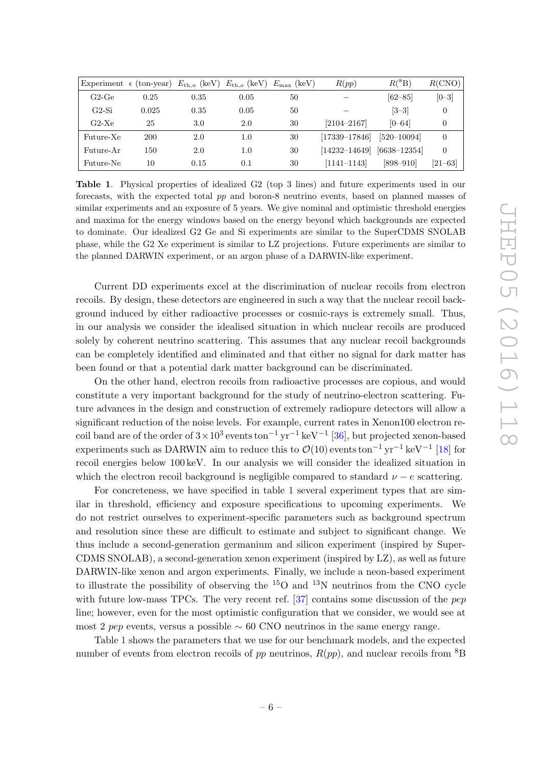| Experiment | $\epsilon$ (ton-year) | $E_{\mathrm{th},n}$ (keV) | $E_{\mathrm{th},o}$ (keV) | $E_{\max}$ (keV) | $R(pp)$ | $R(^8\mathrm{B})$ | $R(\mathrm{CNO})$ |
|---|---|---|---|---|---|---|---|
| G2-Ge | 0.25 | 0.35 | 0.05 | 50 | – | [62–85] | [0–3] |
| G2-Si | 0.025 | 0.35 | 0.05 | 50 | – | [3–3] | 0 |
| G2-Xe | 25 | 3.0 | 2.0 | 30 | [2104–2167] | [0–64] | 0 |
| Future-Xe | 200 | 2.0 | 1.0 | 30 | [17339–17846] | [520–10094] | 0 |
| Future-Ar | 150 | 2.0 | 1.0 | 30 | [14232–14649] | [6638–12354] | 0 |
| Future-Ne | 10 | 0.15 | 0.1 | 30 | [1141–1143] | [898–910] | [21–63] |

**Table 1**. Physical properties of idealized G2 (top 3 lines) and future experiments used in our forecasts, with the expected total *pp* and boron-8 neutrino events, based on planned masses of similar experiments and an exposure of 5 years. We give nominal and optimistic threshold energies and maxima for the energy windows based on the energy beyond which backgrounds are expected to dominate. Our idealized G2 Ge and Si experiments are similar to the SuperCDMS SNOLAB phase, while the G2 Xe experiment is similar to LZ projections. Future experiments are similar to the planned DARWIN experiment, or an argon phase of a DARWIN-like experiment.

Current DD experiments excel at the discrimination of nuclear recoils from electron recoils. By design, these detectors are engineered in such a way that the nuclear recoil background induced by either radioactive processes or cosmic-rays is extremely small. Thus, in our analysis we consider the idealised situation in which nuclear recoils are produced solely by coherent neutrino scattering. This assumes that any nuclear recoil backgrounds can be completely identified and eliminated and that either no signal for dark matter has been found or that a potential dark matter background can be discriminated.

On the other hand, electron recoils from radioactive processes are copious, and would constitute a very important background for the study of neutrino-electron scattering. Future advances in the design and construction of extremely radiopure detectors will allow a significant reduction of the noise levels. For example, current rates in Xenon100 electron recoil band are of the order of $3\times10^3\,\mathrm{events\,ton^{-1}\,yr^{-1}\,keV^{-1}}$ [36], but projected xenon-based experiments such as DARWIN aim to reduce this to $\mathcal{O}(10)\,\mathrm{events\,ton^{-1}\,yr^{-1}\,keV^{-1}}$ [18] for recoil energies below 100 keV. In our analysis we will consider the idealized situation in which the electron recoil background is negligible compared to standard $\nu-e$ scattering.

For concreteness, we have specified in table 1 several experiment types that are similar in threshold, efficiency and exposure specifications to upcoming experiments. We do not restrict ourselves to experiment-specific parameters such as background spectrum and resolution since these are difficult to estimate and subject to significant change. We thus include a second-generation germanium and silicon experiment (inspired by SuperCDMS SNOLAB), a second-generation xenon experiment (inspired by LZ), as well as future DARWIN-like xenon and argon experiments. Finally, we include a neon-based experiment to illustrate the possibility of observing the $^{15}$O and $^{13}$N neutrinos from the CNO cycle with future low-mass TPCs. The very recent ref. [37] contains some discussion of the *pep* line; however, even for the most optimistic configuration that we consider, we would see at most 2 *pep* events, versus a possible $\sim 60$ CNO neutrinos in the same energy range.

Table 1 shows the parameters that we use for our benchmark models, and the expected number of events from electron recoils of *pp* neutrinos, $R(pp)$, and nuclear recoils from $^8$B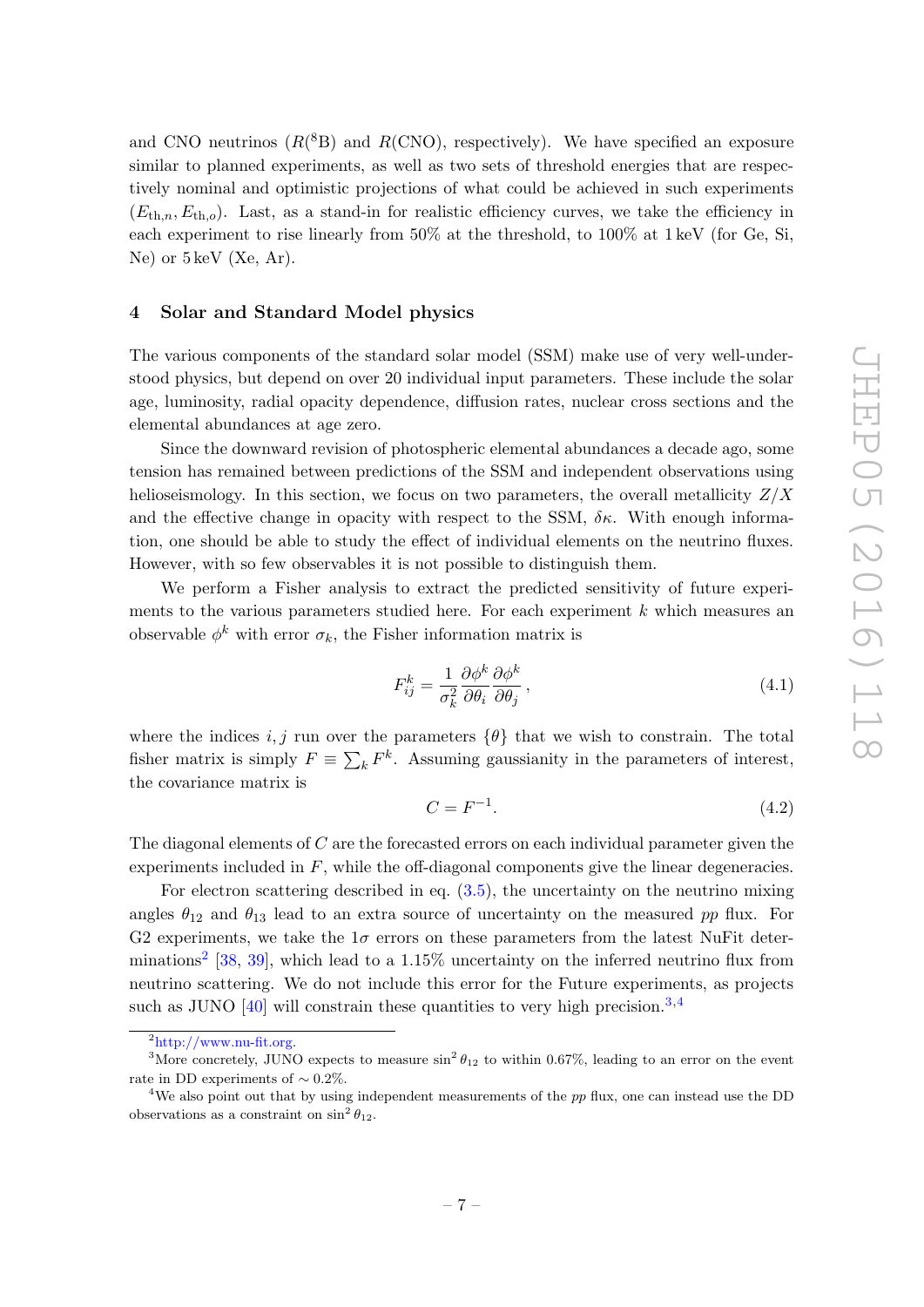and CNO neutrinos ($R(^8\text{B})$ and $R(\text{CNO})$, respectively). We have specified an exposure similar to planned experiments, as well as two sets of threshold energies that are respectively nominal and optimistic projections of what could be achieved in such experiments ($E_{\text{th},n}, E_{\text{th},o}$). Last, as a stand-in for realistic efficiency curves, we take the efficiency in each experiment to rise linearly from 50% at the threshold, to 100% at 1 keV (for Ge, Si, Ne) or 5 keV (Xe, Ar).

## 4 Solar and Standard Model physics

The various components of the standard solar model (SSM) make use of very well-understood physics, but depend on over 20 individual input parameters. These include the solar age, luminosity, radial opacity dependence, diffusion rates, nuclear cross sections and the elemental abundances at age zero.

Since the downward revision of photospheric elemental abundances a decade ago, some tension has remained between predictions of the SSM and independent observations using helioseismology. In this section, we focus on two parameters, the overall metallicity $Z/X$ and the effective change in opacity with respect to the SSM, $\delta\kappa$. With enough information, one should be able to study the effect of individual elements on the neutrino fluxes. However, with so few observables it is not possible to distinguish them.

We perform a Fisher analysis to extract the predicted sensitivity of future experiments to the various parameters studied here. For each experiment $k$ which measures an observable $\phi^k$ with error $\sigma_k$, the Fisher information matrix is

$$F_{ij}^k = \frac{1}{\sigma_k^2} \frac{\partial \phi^k}{\partial \theta_i} \frac{\partial \phi^k}{\partial \theta_j}\,, \tag{4.1}$$

where the indices $i, j$ run over the parameters $\{\theta\}$ that we wish to constrain. The total fisher matrix is simply $F \equiv \sum_k F^k$. Assuming gaussianity in the parameters of interest, the covariance matrix is

$$C = F^{-1}. \tag{4.2}$$

The diagonal elements of $C$ are the forecasted errors on each individual parameter given the experiments included in $F$, while the off-diagonal components give the linear degeneracies.

For electron scattering described in eq. (3.5), the uncertainty on the neutrino mixing angles $\theta_{12}$ and $\theta_{13}$ lead to an extra source of uncertainty on the measured $pp$ flux. For G2 experiments, we take the $1\sigma$ errors on these parameters from the latest NuFit determinations[2] [38, 39], which lead to a 1.15% uncertainty on the inferred neutrino flux from neutrino scattering. We do not include this error for the Future experiments, as projects such as JUNO [40] will constrain these quantities to very high precision.[3,4]

[2] http://www.nu-fit.org.

[3] More concretely, JUNO expects to measure $\sin^2\theta_{12}$ to within 0.67%, leading to an error on the event rate in DD experiments of $\sim 0.2\%$.

[4] We also point out that by using independent measurements of the $pp$ flux, one can instead use the DD observations as a constraint on $\sin^2\theta_{12}$.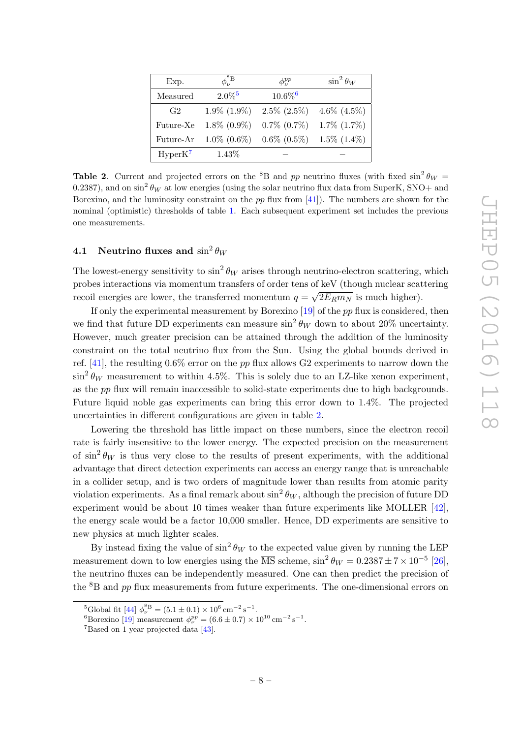| Exp. | $\phi_\nu^{^8\mathrm{B}}$ | $\phi_\nu^{pp}$ | $\sin^2\theta_W$ |
|---|---|---|---|
| Measured | 2.0%[5] | 10.6%[6] | |
| G2 | 1.9% (1.9%) | 2.5% (2.5%) | 4.6% (4.5%) |
| Future-Xe | 1.8% (0.9%) | 0.7% (0.7%) | 1.7% (1.7%) |
| Future-Ar | 1.0% (0.6%) | 0.6% (0.5%) | 1.5% (1.4%) |
| HyperK[7] | 1.43% | – | – |

**Table 2**. Current and projected errors on the $^8$B and *pp* neutrino fluxes (with fixed $\sin^2\theta_W = 0.2387$), and on $\sin^2\theta_W$ at low energies (using the solar neutrino flux data from SuperK, SNO+ and Borexino, and the luminosity constraint on the *pp* flux from [41]). The numbers are shown for the nominal (optimistic) thresholds of table 1. Each subsequent experiment set includes the previous one measurements.

### 4.1 Neutrino fluxes and $\sin^2\theta_W$

The lowest-energy sensitivity to $\sin^2\theta_W$ arises through neutrino-electron scattering, which probes interactions via momentum transfers of order tens of keV (though nuclear scattering recoil energies are lower, the transferred momentum $q = \sqrt{2E_R m_N}$ is much higher).

If only the experimental measurement by Borexino [19] of the *pp* flux is considered, then we find that future DD experiments can measure $\sin^2\theta_W$ down to about 20% uncertainty. However, much greater precision can be attained through the addition of the luminosity constraint on the total neutrino flux from the Sun. Using the global bounds derived in ref. [41], the resulting 0.6% error on the *pp* flux allows G2 experiments to narrow down the $\sin^2\theta_W$ measurement to within 4.5%. This is solely due to an LZ-like xenon experiment, as the *pp* flux will remain inaccessible to solid-state experiments due to high backgrounds. Future liquid noble gas experiments can bring this error down to 1.4%. The projected uncertainties in different configurations are given in table 2.

Lowering the threshold has little impact on these numbers, since the electron recoil rate is fairly insensitive to the lower energy. The expected precision on the measurement of $\sin^2\theta_W$ is thus very close to the results of present experiments, with the additional advantage that direct detection experiments can access an energy range that is unreachable in a collider setup, and is two orders of magnitude lower than results from atomic parity violation experiments. As a final remark about $\sin^2\theta_W$, although the precision of future DD experiment would be about 10 times weaker than future experiments like MOLLER [42], the energy scale would be a factor 10,000 smaller. Hence, DD experiments are sensitive to new physics at much lighter scales.

By instead fixing the value of $\sin^2\theta_W$ to the expected value given by running the LEP measurement down to low energies using the $\overline{\mathrm{MS}}$ scheme, $\sin^2\theta_W = 0.2387 \pm 7\times 10^{-5}$ [26], the neutrino fluxes can be independently measured. One can then predict the precision of the $^8$B and *pp* flux measurements from future experiments. The one-dimensional errors on

[5] Global fit [44] $\phi_\nu^{^8\mathrm{B}} = (5.1 \pm 0.1)\times 10^6\,\mathrm{cm}^{-2}\,\mathrm{s}^{-1}$.

[6] Borexino [19] measurement $\phi_\nu^{pp} = (6.6 \pm 0.7)\times 10^{10}\,\mathrm{cm}^{-2}\,\mathrm{s}^{-1}$.

[7] Based on 1 year projected data [43].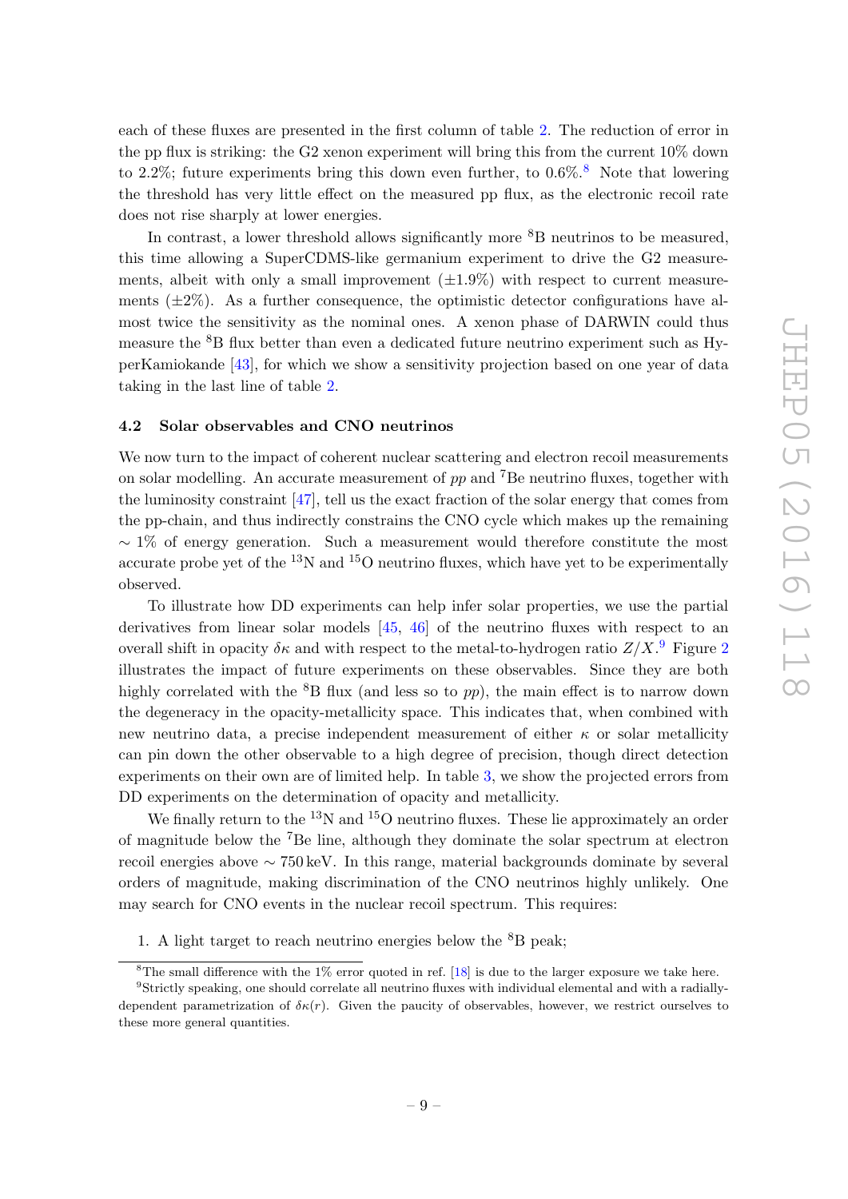each of these fluxes are presented in the first column of table 2. The reduction of error in the pp flux is striking: the G2 xenon experiment will bring this from the current 10% down to 2.2%; future experiments bring this down even further, to 0.6%.[8] Note that lowering the threshold has very little effect on the measured pp flux, as the electronic recoil rate does not rise sharply at lower energies.

In contrast, a lower threshold allows significantly more $^{8}$B neutrinos to be measured, this time allowing a SuperCDMS-like germanium experiment to drive the G2 measurements, albeit with only a small improvement ($\pm 1.9\%$) with respect to current measurements ($\pm 2\%$). As a further consequence, the optimistic detector configurations have almost twice the sensitivity as the nominal ones. A xenon phase of DARWIN could thus measure the $^{8}$B flux better than even a dedicated future neutrino experiment such as HyperKamiokande [43], for which we show a sensitivity projection based on one year of data taking in the last line of table 2.

### 4.2 Solar observables and CNO neutrinos

We now turn to the impact of coherent nuclear scattering and electron recoil measurements on solar modelling. An accurate measurement of *pp* and $^{7}$Be neutrino fluxes, together with the luminosity constraint [47], tell us the exact fraction of the solar energy that comes from the pp-chain, and thus indirectly constrains the CNO cycle which makes up the remaining $\sim 1\%$ of energy generation. Such a measurement would therefore constitute the most accurate probe yet of the $^{13}$N and $^{15}$O neutrino fluxes, which have yet to be experimentally observed.

To illustrate how DD experiments can help infer solar properties, we use the partial derivatives from linear solar models [45, 46] of the neutrino fluxes with respect to an overall shift in opacity $\delta\kappa$ and with respect to the metal-to-hydrogen ratio $Z/X$.[9] Figure 2 illustrates the impact of future experiments on these observables. Since they are both highly correlated with the $^{8}$B flux (and less so to *pp*), the main effect is to narrow down the degeneracy in the opacity-metallicity space. This indicates that, when combined with new neutrino data, a precise independent measurement of either $\kappa$ or solar metallicity can pin down the other observable to a high degree of precision, though direct detection experiments on their own are of limited help. In table 3, we show the projected errors from DD experiments on the determination of opacity and metallicity.

We finally return to the $^{13}$N and $^{15}$O neutrino fluxes. These lie approximately an order of magnitude below the $^{7}$Be line, although they dominate the solar spectrum at electron recoil energies above $\sim 750\,\text{keV}$. In this range, material backgrounds dominate by several orders of magnitude, making discrimination of the CNO neutrinos highly unlikely. One may search for CNO events in the nuclear recoil spectrum. This requires:

1. A light target to reach neutrino energies below the $^{8}$B peak;

---

[8] The small difference with the 1% error quoted in ref. [18] is due to the larger exposure we take here.

[9] Strictly speaking, one should correlate all neutrino fluxes with individual elemental and with a radially-dependent parametrization of $\delta\kappa(r)$. Given the paucity of observables, however, we restrict ourselves to these more general quantities.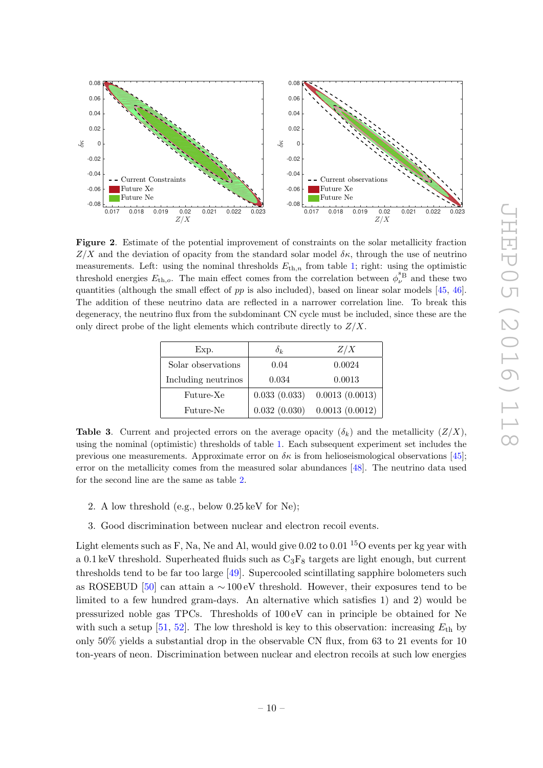**Figure 2**. Estimate of the potential improvement of constraints on the solar metallicity fraction $Z/X$ and the deviation of opacity from the standard solar model $\delta\kappa$, through the use of neutrino measurements. Left: using the nominal thresholds $E_{\mathrm{th},n}$ from table 1; right: using the optimistic threshold energies $E_{\mathrm{th},o}$. The main effect comes from the correlation between $\phi_\nu^{^8\mathrm{B}}$ and these two quantities (although the small effect of $pp$ is also included), based on linear solar models [45, 46]. The addition of these neutrino data are reflected in a narrower correlation line. To break this degeneracy, the neutrino flux from the subdominant CN cycle must be included, since these are the only direct probe of the light elements which contribute directly to $Z/X$.

| Exp. | $\delta_k$ | $Z/X$ |
|---|---|---|
| Solar observations | 0.04 | 0.0024 |
| Including neutrinos | 0.034 | 0.0013 |
| Future-Xe | 0.033 (0.033) | 0.0013 (0.0013) |
| Future-Ne | 0.032 (0.030) | 0.0013 (0.0012) |

**Table 3**. Current and projected errors on the average opacity ($\delta_k$) and the metallicity ($Z/X$), using the nominal (optimistic) thresholds of table 1. Each subsequent experiment set includes the previous one measurements. Approximate error on $\delta\kappa$ is from helioseismological observations [45]; error on the metallicity comes from the measured solar abundances [48]. The neutrino data used for the second line are the same as table 2.

2. A low threshold (e.g., below 0.25 keV for Ne);
3. Good discrimination between nuclear and electron recoil events.

Light elements such as F, Na, Ne and Al, would give 0.02 to 0.01 $^{15}$O events per kg year with a 0.1 keV threshold. Superheated fluids such as $C_3F_8$ targets are light enough, but current thresholds tend to be far too large [49]. Supercooled scintillating sapphire bolometers such as ROSEBUD [50] can attain a $\sim 100$ eV threshold. However, their exposures tend to be limited to a few hundred gram-days. An alternative which satisfies 1) and 2) would be pressurized noble gas TPCs. Thresholds of 100 eV can in principle be obtained for Ne with such a setup [51, 52]. The low threshold is key to this observation: increasing $E_{\mathrm{th}}$ by only 50% yields a substantial drop in the observable CN flux, from 63 to 21 events for 10 ton-years of neon. Discrimination between nuclear and electron recoils at such low energies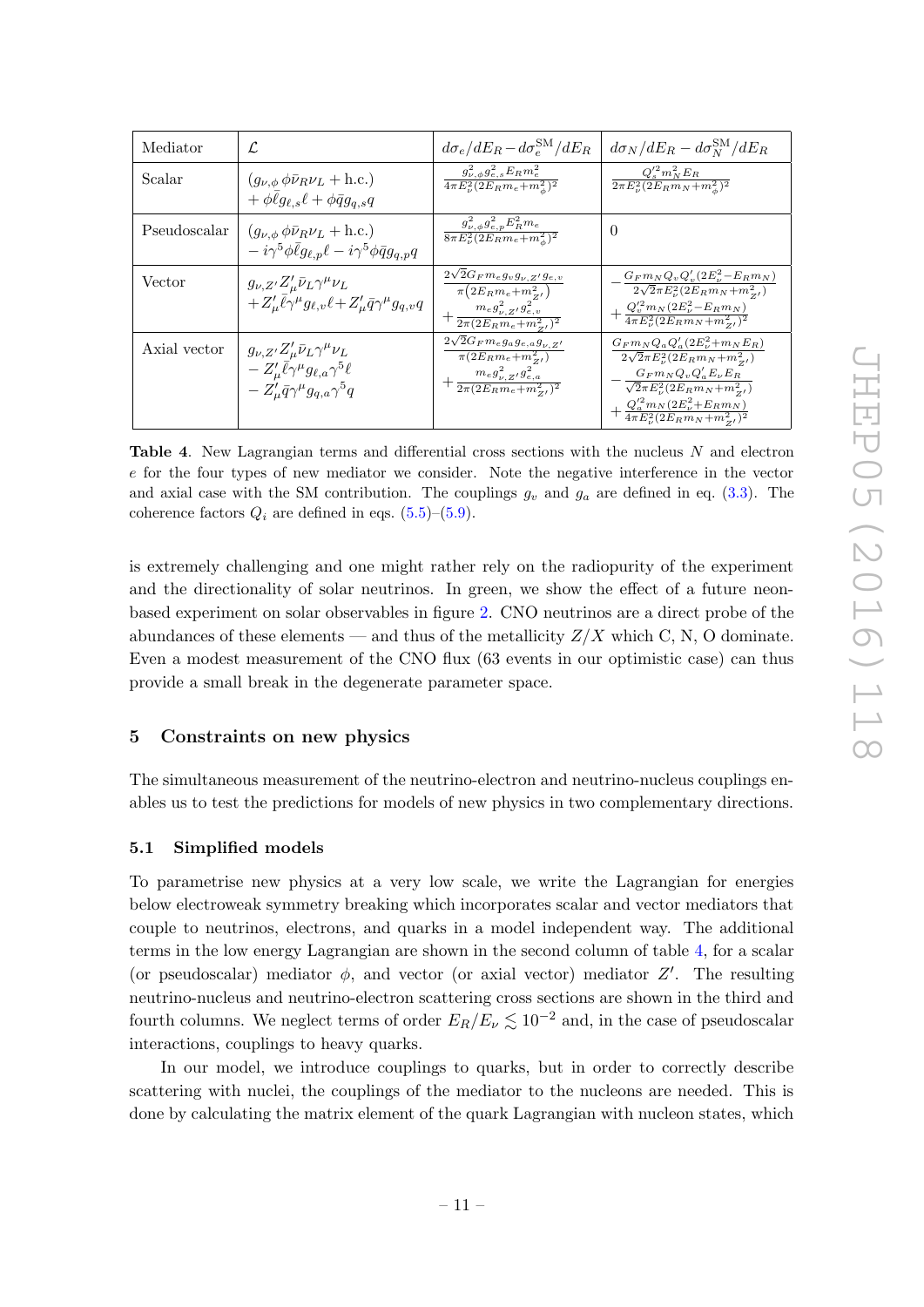| Mediator | $\mathcal{L}$ | $d\sigma_e/dE_R - d\sigma_e^{\rm SM}/dE_R$ | $d\sigma_N/dE_R - d\sigma_N^{\rm SM}/dE_R$ |
|---|---|---|---|
| Scalar | $(g_{\nu,\phi}\,\phi\bar{\nu}_R\nu_L + \text{h.c.}) + \phi\bar{\ell}g_{\ell,s}\ell + \phi\bar{q}g_{q,s}q$ | $\frac{g_{\nu,\phi}^2 g_{e,s}^2 E_R m_e^2}{4\pi E_\nu^2(2E_R m_e + m_\phi^2)^2}$ | $\frac{Q_s'^2 m_N^2 E_R}{2\pi E_\nu^2(2E_R m_N + m_\phi^2)^2}$ |
| Pseudoscalar | $(g_{\nu,\phi}\,\phi\bar{\nu}_R\nu_L + \text{h.c.}) - i\gamma^5\phi\bar{\ell}g_{\ell,p}\ell - i\gamma^5\phi\bar{q}g_{q,p}q$ | $\frac{g_{\nu,\phi}^2 g_{e,p}^2 E_R^2 m_e}{8\pi E_\nu^2(2E_R m_e + m_\phi^2)^2}$ | $0$ |
| Vector | $g_{\nu,Z'}Z'_\mu\bar{\nu}_L\gamma^\mu\nu_L + Z'_\mu\bar{\ell}\gamma^\mu g_{\ell,v}\ell + Z'_\mu\bar{q}\gamma^\mu g_{q,v}q$ | $\frac{2\sqrt{2}G_F m_e g_v g_{\nu,Z'} g_{e,v}}{\pi(2E_R m_e + m_{Z'}^2)} + \frac{m_e g_{\nu,Z'}^2 g_{e,v}^2}{2\pi(2E_R m_e + m_{Z'}^2)^2}$ | $-\frac{G_F m_N Q_v Q_v'(2E_\nu^2 - E_R m_N)}{2\sqrt{2}\pi E_\nu^2(2E_R m_N + m_{Z'}^2)} + \frac{Q_v'^2 m_N(2E_\nu^2 - E_R m_N)}{4\pi E_\nu^2(2E_R m_N + m_{Z'}^2)^2}$ |
| Axial vector | $g_{\nu,Z'}Z'_\mu\bar{\nu}_L\gamma^\mu\nu_L - Z'_\mu\bar{\ell}\gamma^\mu g_{\ell,a}\gamma^5\ell - Z'_\mu\bar{q}\gamma^\mu g_{q,a}\gamma^5 q$ | $\frac{2\sqrt{2}G_F m_e g_a g_{e,a} g_{\nu,Z'}}{\pi(2E_R m_e + m_{Z'}^2)} + \frac{m_e g_{\nu,Z'}^2 g_{e,a}^2}{2\pi(2E_R m_e + m_{Z'}^2)^2}$ | $\frac{G_F m_N Q_a Q_a'(2E_\nu^2 + m_N E_R)}{2\sqrt{2}\pi E_\nu^2(2E_R m_N + m_{Z'}^2)} - \frac{G_F m_N Q_v Q_a' E_\nu E_R}{\sqrt{2}\pi E_\nu^2(2E_R m_N + m_{Z'}^2)} + \frac{Q_a'^2 m_N(2E_\nu^2 + E_R m_N)}{4\pi E_\nu^2(2E_R m_N + m_{Z'}^2)^2}$ |

**Table 4**. New Lagrangian terms and differential cross sections with the nucleus $N$ and electron $e$ for the four types of new mediator we consider. Note the negative interference in the vector and axial case with the SM contribution. The couplings $g_v$ and $g_a$ are defined in eq. (3.3). The coherence factors $Q_i$ are defined in eqs. (5.5)–(5.9).

is extremely challenging and one might rather rely on the radiopurity of the experiment and the directionality of solar neutrinos. In green, we show the effect of a future neon-based experiment on solar observables in figure 2. CNO neutrinos are a direct probe of the abundances of these elements — and thus of the metallicity $Z/X$ which C, N, O dominate. Even a modest measurement of the CNO flux (63 events in our optimistic case) can thus provide a small break in the degenerate parameter space.

## 5 Constraints on new physics

The simultaneous measurement of the neutrino-electron and neutrino-nucleus couplings enables us to test the predictions for models of new physics in two complementary directions.

### 5.1 Simplified models

To parametrise new physics at a very low scale, we write the Lagrangian for energies below electroweak symmetry breaking which incorporates scalar and vector mediators that couple to neutrinos, electrons, and quarks in a model independent way. The additional terms in the low energy Lagrangian are shown in the second column of table 4, for a scalar (or pseudoscalar) mediator $\phi$, and vector (or axial vector) mediator $Z'$. The resulting neutrino-nucleus and neutrino-electron scattering cross sections are shown in the third and fourth columns. We neglect terms of order $E_R/E_\nu \lesssim 10^{-2}$ and, in the case of pseudoscalar interactions, couplings to heavy quarks.

In our model, we introduce couplings to quarks, but in order to correctly describe scattering with nuclei, the couplings of the mediator to the nucleons are needed. This is done by calculating the matrix element of the quark Lagrangian with nucleon states, which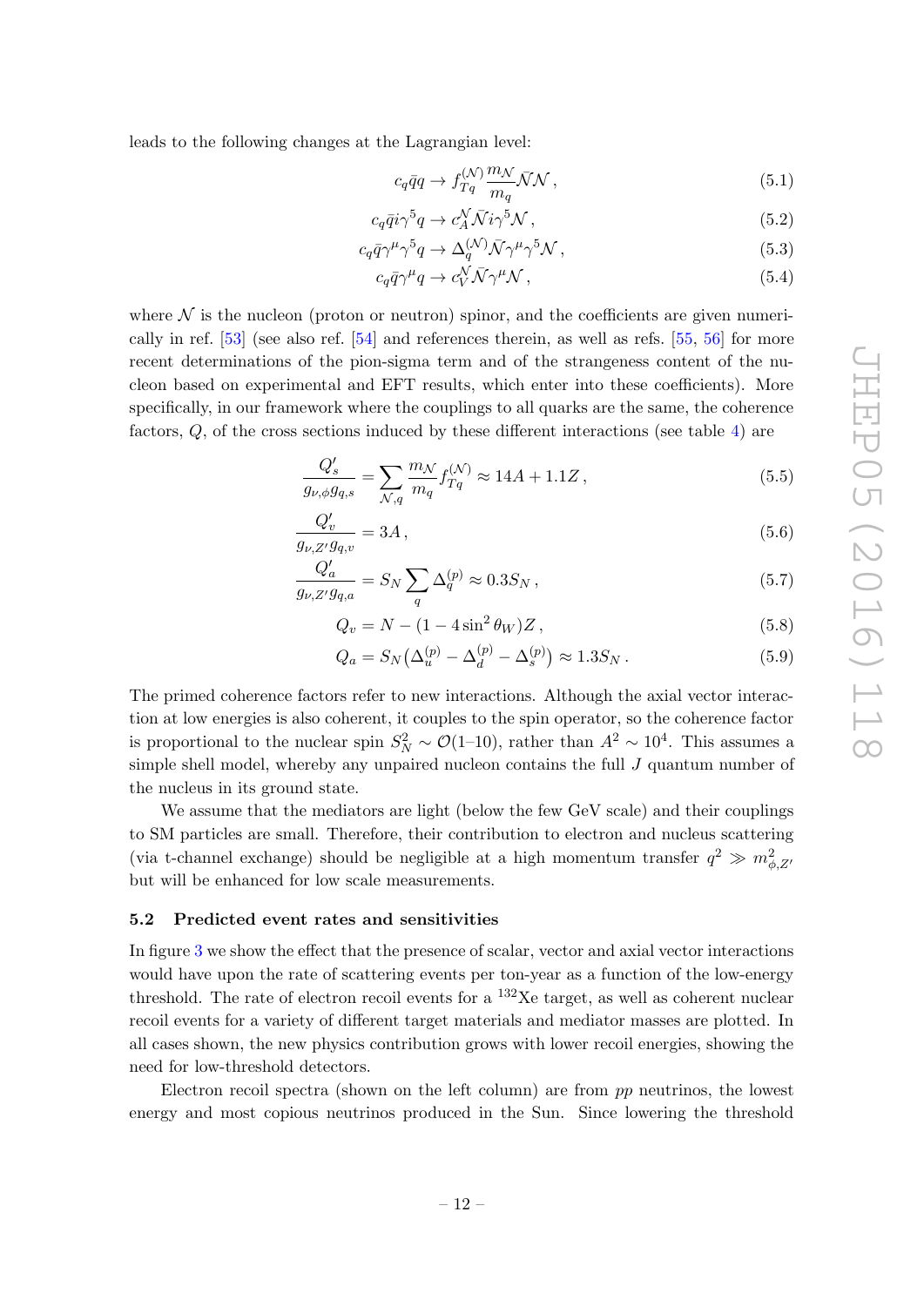leads to the following changes at the Lagrangian level:

$$c_q \bar{q} q \to f_{Tq}^{(\mathcal{N})} \frac{m_{\mathcal{N}}}{m_q} \bar{\mathcal{N}} \mathcal{N} \,, \tag{5.1}$$

$$c_q \bar{q} i\gamma^5 q \to c_A^{\mathcal{N}} \bar{\mathcal{N}} i\gamma^5 \mathcal{N} \,, \tag{5.2}$$

$$c_q \bar{q} \gamma^\mu \gamma^5 q \to \Delta_q^{(\mathcal{N})} \bar{\mathcal{N}} \gamma^\mu \gamma^5 \mathcal{N} \,, \tag{5.3}$$

$$c_q \bar{q} \gamma^\mu q \to c_V^{\mathcal{N}} \bar{\mathcal{N}} \gamma^\mu \mathcal{N} \,, \tag{5.4}$$

where $\mathcal{N}$ is the nucleon (proton or neutron) spinor, and the coefficients are given numerically in ref. [53] (see also ref. [54] and references therein, as well as refs. [55, 56] for more recent determinations of the pion-sigma term and of the strangeness content of the nucleon based on experimental and EFT results, which enter into these coefficients). More specifically, in our framework where the couplings to all quarks are the same, the coherence factors, $Q$, of the cross sections induced by these different interactions (see table 4) are

$$\frac{Q_s'}{g_{\nu,\phi} g_{q,s}} = \sum_{\mathcal{N},q} \frac{m_{\mathcal{N}}}{m_q} f_{Tq}^{(\mathcal{N})} \approx 14A + 1.1Z \,, \tag{5.5}$$

$$\frac{Q_v'}{g_{\nu,Z'} g_{q,v}} = 3A \,, \tag{5.6}$$

$$\frac{Q_a'}{g_{\nu,Z'} g_{q,a}} = S_N \sum_q \Delta_q^{(p)} \approx 0.3 S_N \,, \tag{5.7}$$

$$Q_v = N - (1 - 4\sin^2\theta_W) Z \,, \tag{5.8}$$

$$Q_a = S_N \big(\Delta_u^{(p)} - \Delta_d^{(p)} - \Delta_s^{(p)}\big) \approx 1.3 S_N \,. \tag{5.9}$$

The primed coherence factors refer to new interactions. Although the axial vector interaction at low energies is also coherent, it couples to the spin operator, so the coherence factor is proportional to the nuclear spin $S_N^2 \sim \mathcal{O}(1\text{–}10)$, rather than $A^2 \sim 10^4$. This assumes a simple shell model, whereby any unpaired nucleon contains the full $J$ quantum number of the nucleus in its ground state.

We assume that the mediators are light (below the few GeV scale) and their couplings to SM particles are small. Therefore, their contribution to electron and nucleus scattering (via t-channel exchange) should be negligible at a high momentum transfer $q^2 \gg m_{\phi,Z'}^2$ but will be enhanced for low scale measurements.

### 5.2 Predicted event rates and sensitivities

In figure 3 we show the effect that the presence of scalar, vector and axial vector interactions would have upon the rate of scattering events per ton-year as a function of the low-energy threshold. The rate of electron recoil events for a $^{132}$Xe target, as well as coherent nuclear recoil events for a variety of different target materials and mediator masses are plotted. In all cases shown, the new physics contribution grows with lower recoil energies, showing the need for low-threshold detectors.

Electron recoil spectra (shown on the left column) are from *pp* neutrinos, the lowest energy and most copious neutrinos produced in the Sun. Since lowering the threshold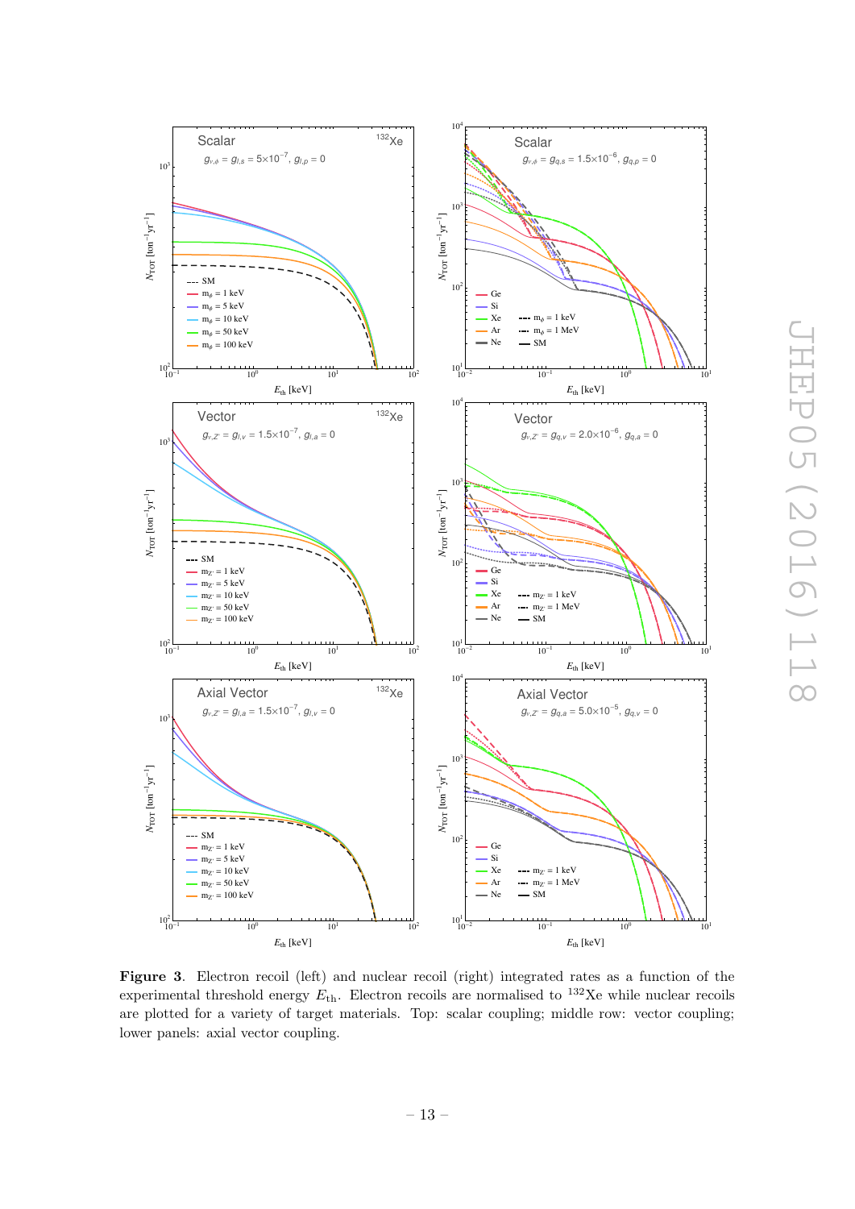**Figure 3**. Electron recoil (left) and nuclear recoil (right) integrated rates as a function of the experimental threshold energy $E_{\text{th}}$. Electron recoils are normalised to $^{132}$Xe while nuclear recoils are plotted for a variety of target materials. Top: scalar coupling; middle row: vector coupling; lower panels: axial vector coupling.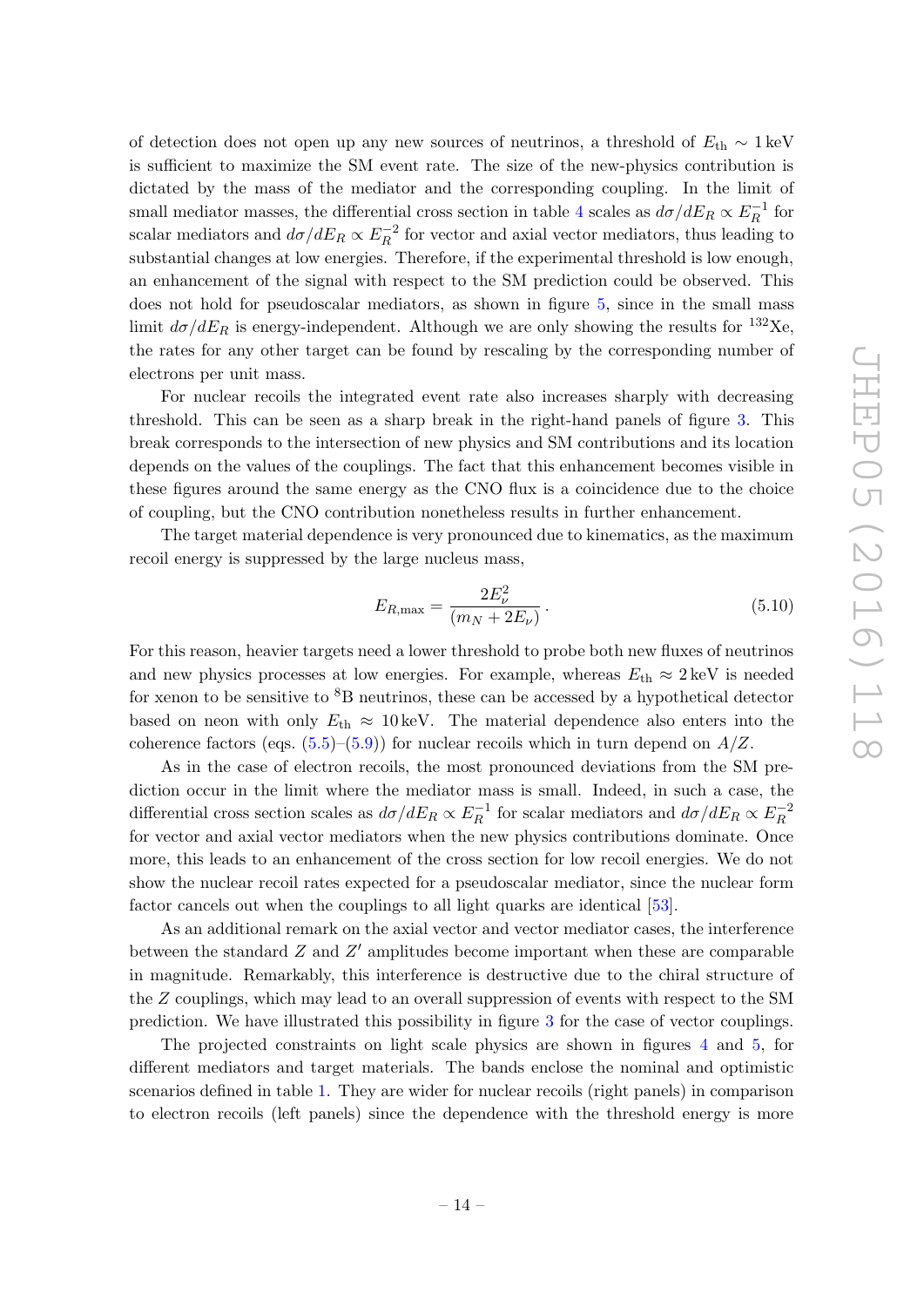of detection does not open up any new sources of neutrinos, a threshold of $E_{\rm th} \sim 1\,{\rm keV}$ is sufficient to maximize the SM event rate. The size of the new-physics contribution is dictated by the mass of the mediator and the corresponding coupling. In the limit of small mediator masses, the differential cross section in table 4 scales as $d\sigma/dE_R \propto E_R^{-1}$ for scalar mediators and $d\sigma/dE_R \propto E_R^{-2}$ for vector and axial vector mediators, thus leading to substantial changes at low energies. Therefore, if the experimental threshold is low enough, an enhancement of the signal with respect to the SM prediction could be observed. This does not hold for pseudoscalar mediators, as shown in figure 5, since in the small mass limit $d\sigma/dE_R$ is energy-independent. Although we are only showing the results for $^{132}$Xe, the rates for any other target can be found by rescaling by the corresponding number of electrons per unit mass.

For nuclear recoils the integrated event rate also increases sharply with decreasing threshold. This can be seen as a sharp break in the right-hand panels of figure 3. This break corresponds to the intersection of new physics and SM contributions and its location depends on the values of the couplings. The fact that this enhancement becomes visible in these figures around the same energy as the CNO flux is a coincidence due to the choice of coupling, but the CNO contribution nonetheless results in further enhancement.

The target material dependence is very pronounced due to kinematics, as the maximum recoil energy is suppressed by the large nucleus mass,

$$E_{R,\max} = \frac{2E_\nu^2}{(m_N + 2E_\nu)}\,. \tag{5.10}$$

For this reason, heavier targets need a lower threshold to probe both new fluxes of neutrinos and new physics processes at low energies. For example, whereas $E_{\rm th} \approx 2\,{\rm keV}$ is needed for xenon to be sensitive to $^8$B neutrinos, these can be accessed by a hypothetical detector based on neon with only $E_{\rm th} \approx 10\,{\rm keV}$. The material dependence also enters into the coherence factors (eqs. (5.5)–(5.9)) for nuclear recoils which in turn depend on $A/Z$.

As in the case of electron recoils, the most pronounced deviations from the SM prediction occur in the limit where the mediator mass is small. Indeed, in such a case, the differential cross section scales as $d\sigma/dE_R \propto E_R^{-1}$ for scalar mediators and $d\sigma/dE_R \propto E_R^{-2}$ for vector and axial vector mediators when the new physics contributions dominate. Once more, this leads to an enhancement of the cross section for low recoil energies. We do not show the nuclear recoil rates expected for a pseudoscalar mediator, since the nuclear form factor cancels out when the couplings to all light quarks are identical [53].

As an additional remark on the axial vector and vector mediator cases, the interference between the standard $Z$ and $Z'$ amplitudes become important when these are comparable in magnitude. Remarkably, this interference is destructive due to the chiral structure of the $Z$ couplings, which may lead to an overall suppression of events with respect to the SM prediction. We have illustrated this possibility in figure 3 for the case of vector couplings.

The projected constraints on light scale physics are shown in figures 4 and 5, for different mediators and target materials. The bands enclose the nominal and optimistic scenarios defined in table 1. They are wider for nuclear recoils (right panels) in comparison to electron recoils (left panels) since the dependence with the threshold energy is more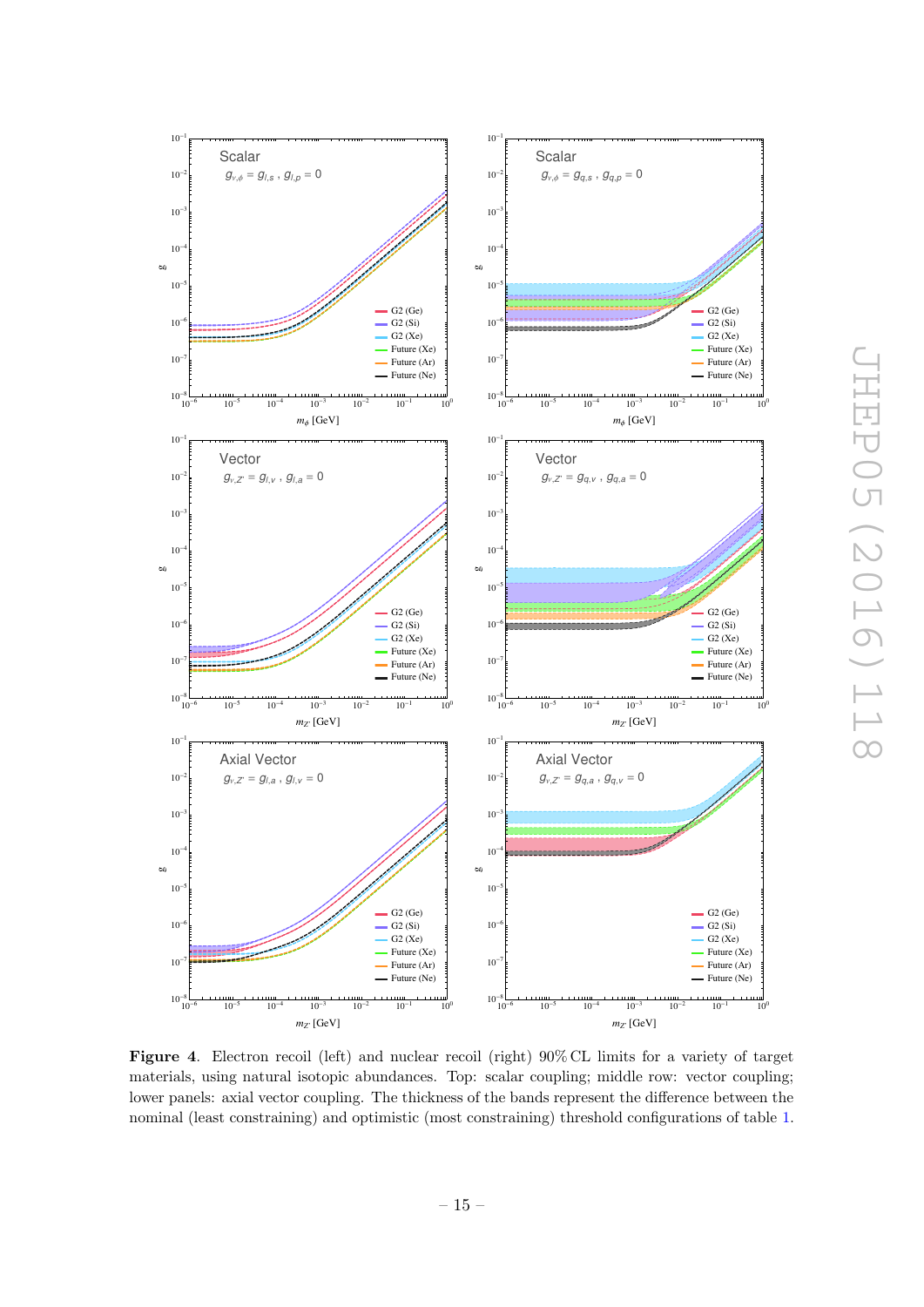**Figure 4**. Electron recoil (left) and nuclear recoil (right) 90% CL limits for a variety of target materials, using natural isotopic abundances. Top: scalar coupling; middle row: vector coupling; lower panels: axial vector coupling. The thickness of the bands represent the difference between the nominal (least constraining) and optimistic (most constraining) threshold configurations of table 1.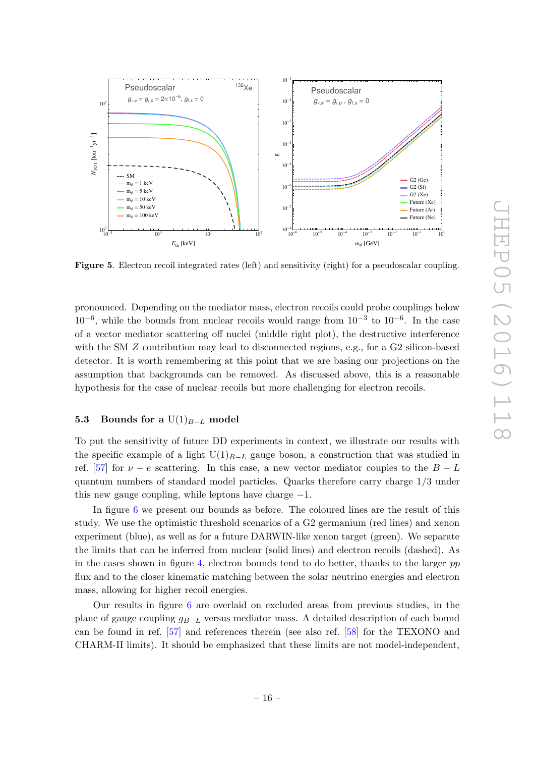**Figure 5**. Electron recoil integrated rates (left) and sensitivity (right) for a pseudoscalar coupling.

pronounced. Depending on the mediator mass, electron recoils could probe couplings below $10^{-6}$, while the bounds from nuclear recoils would range from $10^{-3}$ to $10^{-6}$. In the case of a vector mediator scattering off nuclei (middle right plot), the destructive interference with the SM $Z$ contribution may lead to disconnected regions, e.g., for a G2 silicon-based detector. It is worth remembering at this point that we are basing our projections on the assumption that backgrounds can be removed. As discussed above, this is a reasonable hypothesis for the case of nuclear recoils but more challenging for electron recoils.

### 5.3 Bounds for a $\mathrm{U}(1)_{B-L}$ model

To put the sensitivity of future DD experiments in context, we illustrate our results with the specific example of a light $\mathrm{U}(1)_{B-L}$ gauge boson, a construction that was studied in ref. [57] for $\nu - e$ scattering. In this case, a new vector mediator couples to the $B - L$ quantum numbers of standard model particles. Quarks therefore carry charge 1/3 under this new gauge coupling, while leptons have charge $-1$.

In figure 6 we present our bounds as before. The coloured lines are the result of this study. We use the optimistic threshold scenarios of a G2 germanium (red lines) and xenon experiment (blue), as well as for a future DARWIN-like xenon target (green). We separate the limits that can be inferred from nuclear (solid lines) and electron recoils (dashed). As in the cases shown in figure 4, electron bounds tend to do better, thanks to the larger *pp* flux and to the closer kinematic matching between the solar neutrino energies and electron mass, allowing for higher recoil energies.

Our results in figure 6 are overlaid on excluded areas from previous studies, in the plane of gauge coupling $g_{B-L}$ versus mediator mass. A detailed description of each bound can be found in ref. [57] and references therein (see also ref. [58] for the TEXONO and CHARM-II limits). It should be emphasized that these limits are not model-independent,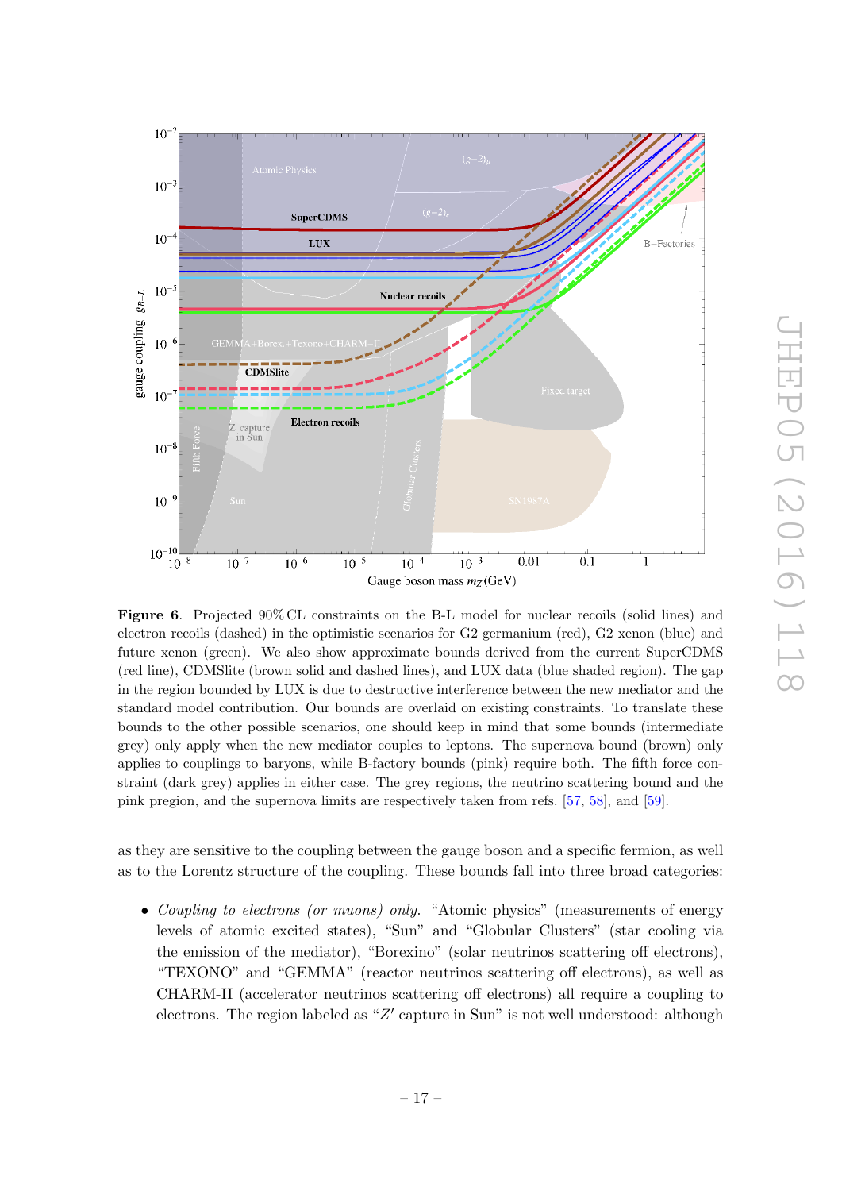**Figure 6**. Projected 90% CL constraints on the B-L model for nuclear recoils (solid lines) and electron recoils (dashed) in the optimistic scenarios for G2 germanium (red), G2 xenon (blue) and future xenon (green). We also show approximate bounds derived from the current SuperCDMS (red line), CDMSlite (brown solid and dashed lines), and LUX data (blue shaded region). The gap in the region bounded by LUX is due to destructive interference between the new mediator and the standard model contribution. Our bounds are overlaid on existing constraints. To translate these bounds to the other possible scenarios, one should keep in mind that some bounds (intermediate grey) only apply when the new mediator couples to leptons. The supernova bound (brown) only applies to couplings to baryons, while B-factory bounds (pink) require both. The fifth force constraint (dark grey) applies in either case. The grey regions, the neutrino scattering bound and the pink pregion, and the supernova limits are respectively taken from refs. [57, 58], and [59].

as they are sensitive to the coupling between the gauge boson and a specific fermion, as well as to the Lorentz structure of the coupling. These bounds fall into three broad categories:

- *Coupling to electrons (or muons) only.* "Atomic physics" (measurements of energy levels of atomic excited states), "Sun" and "Globular Clusters" (star cooling via the emission of the mediator), "Borexino" (solar neutrinos scattering off electrons), "TEXONO" and "GEMMA" (reactor neutrinos scattering off electrons), as well as CHARM-II (accelerator neutrinos scattering off electrons) all require a coupling to electrons. The region labeled as "$Z'$ capture in Sun" is not well understood: although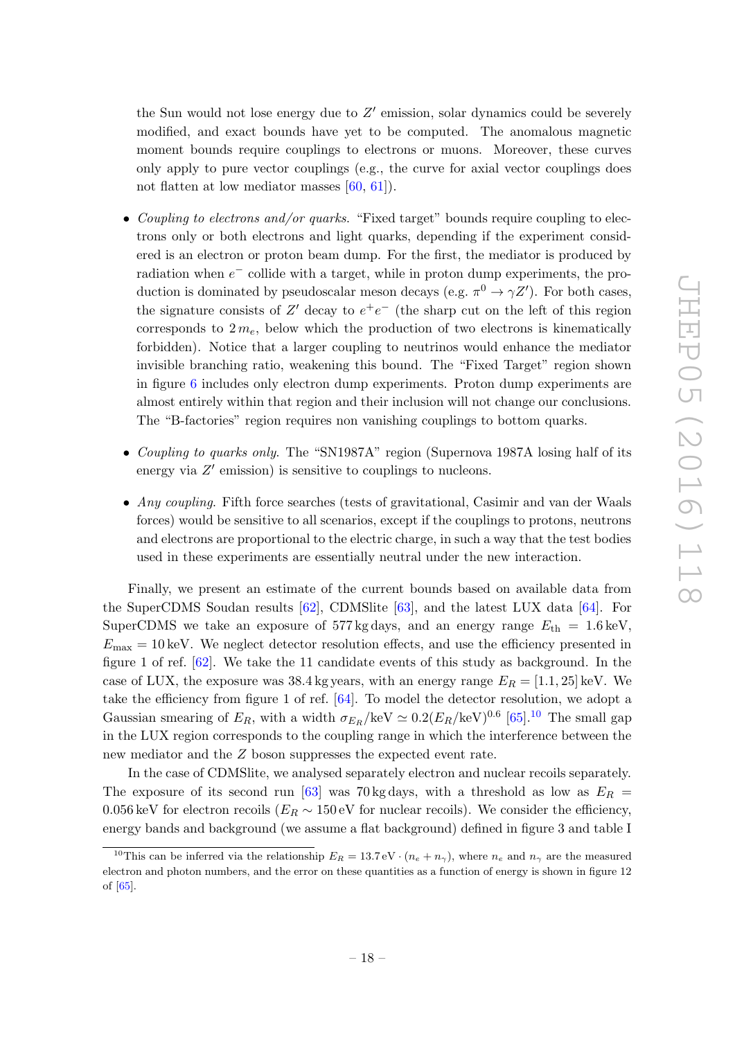the Sun would not lose energy due to $Z'$ emission, solar dynamics could be severely modified, and exact bounds have yet to be computed. The anomalous magnetic moment bounds require couplings to electrons or muons. Moreover, these curves only apply to pure vector couplings (e.g., the curve for axial vector couplings does not flatten at low mediator masses [60, 61]).

- *Coupling to electrons and/or quarks.* "Fixed target" bounds require coupling to electrons only or both electrons and light quarks, depending if the experiment considered is an electron or proton beam dump. For the first, the mediator is produced by radiation when $e^-$ collide with a target, while in proton dump experiments, the production is dominated by pseudoscalar meson decays (e.g. $\pi^0 \to \gamma Z'$). For both cases, the signature consists of $Z'$ decay to $e^+e^-$ (the sharp cut on the left of this region corresponds to $2\,m_e$, below which the production of two electrons is kinematically forbidden). Notice that a larger coupling to neutrinos would enhance the mediator invisible branching ratio, weakening this bound. The "Fixed Target" region shown in figure 6 includes only electron dump experiments. Proton dump experiments are almost entirely within that region and their inclusion will not change our conclusions. The "B-factories" region requires non vanishing couplings to bottom quarks.

- *Coupling to quarks only.* The "SN1987A" region (Supernova 1987A losing half of its energy via $Z'$ emission) is sensitive to couplings to nucleons.

- *Any coupling.* Fifth force searches (tests of gravitational, Casimir and van der Waals forces) would be sensitive to all scenarios, except if the couplings to protons, neutrons and electrons are proportional to the electric charge, in such a way that the test bodies used in these experiments are essentially neutral under the new interaction.

Finally, we present an estimate of the current bounds based on available data from the SuperCDMS Soudan results [62], CDMSlite [63], and the latest LUX data [64]. For SuperCDMS we take an exposure of 577 kg days, and an energy range $E_{\text{th}} = 1.6\,\text{keV}$, $E_{\text{max}} = 10\,\text{keV}$. We neglect detector resolution effects, and use the efficiency presented in figure 1 of ref. [62]. We take the 11 candidate events of this study as background. In the case of LUX, the exposure was 38.4 kg years, with an energy range $E_R = [1.1, 25]\,\text{keV}$. We take the efficiency from figure 1 of ref. [64]. To model the detector resolution, we adopt a Gaussian smearing of $E_R$, with a width $\sigma_{E_R}/\text{keV} \simeq 0.2(E_R/\text{keV})^{0.6}$ [65].[10] The small gap in the LUX region corresponds to the coupling range in which the interference between the new mediator and the $Z$ boson suppresses the expected event rate.

In the case of CDMSlite, we analysed separately electron and nuclear recoils separately. The exposure of its second run [63] was 70 kg days, with a threshold as low as $E_R = 0.056\,\text{keV}$ for electron recoils ($E_R \sim 150\,\text{eV}$ for nuclear recoils). We consider the efficiency, energy bands and background (we assume a flat background) defined in figure 3 and table I

[10] This can be inferred via the relationship $E_R = 13.7\,\text{eV} \cdot (n_e + n_\gamma)$, where $n_e$ and $n_\gamma$ are the measured electron and photon numbers, and the error on these quantities as a function of energy is shown in figure 12 of [65].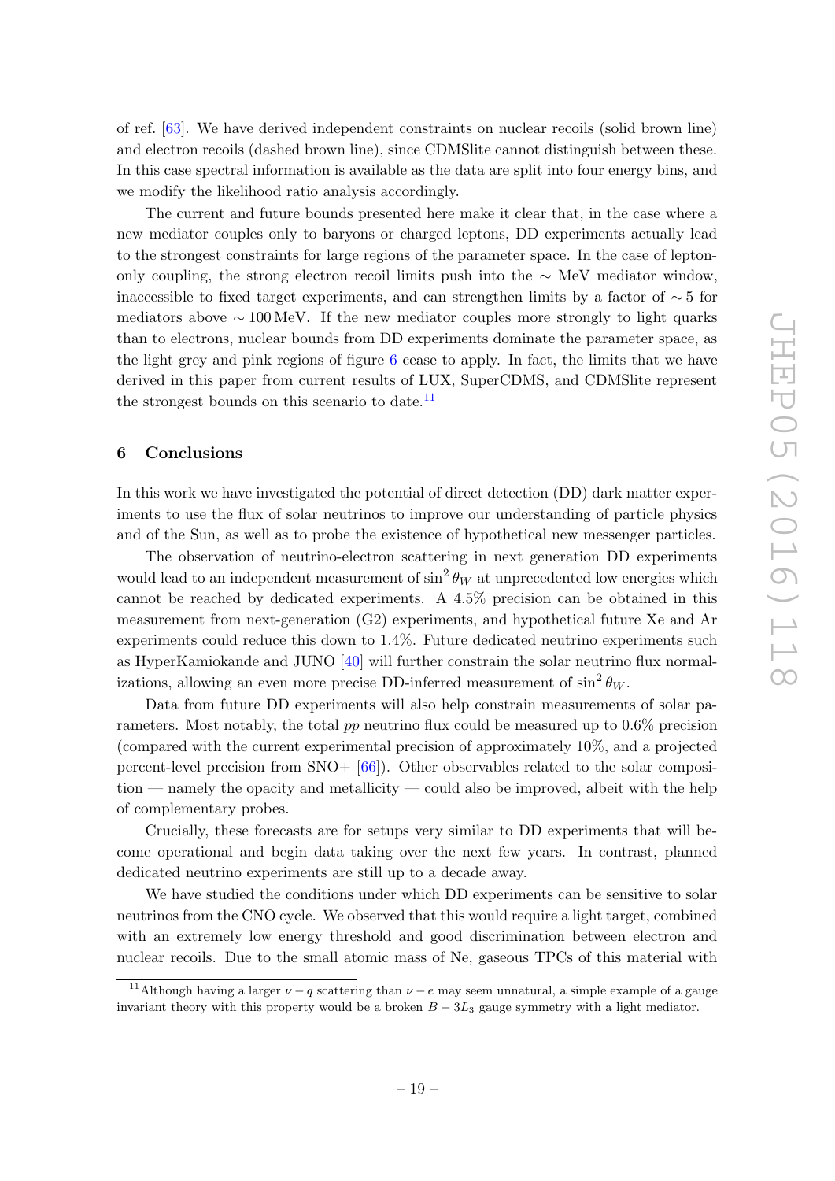of ref. [63]. We have derived independent constraints on nuclear recoils (solid brown line) and electron recoils (dashed brown line), since CDMSlite cannot distinguish between these. In this case spectral information is available as the data are split into four energy bins, and we modify the likelihood ratio analysis accordingly.

The current and future bounds presented here make it clear that, in the case where a new mediator couples only to baryons or charged leptons, DD experiments actually lead to the strongest constraints for large regions of the parameter space. In the case of lepton-only coupling, the strong electron recoil limits push into the $\sim$ MeV mediator window, inaccessible to fixed target experiments, and can strengthen limits by a factor of $\sim 5$ for mediators above $\sim 100\,\mathrm{MeV}$. If the new mediator couples more strongly to light quarks than to electrons, nuclear bounds from DD experiments dominate the parameter space, as the light grey and pink regions of figure 6 cease to apply. In fact, the limits that we have derived in this paper from current results of LUX, SuperCDMS, and CDMSlite represent the strongest bounds on this scenario to date.[11]

## 6 Conclusions

In this work we have investigated the potential of direct detection (DD) dark matter experiments to use the flux of solar neutrinos to improve our understanding of particle physics and of the Sun, as well as to probe the existence of hypothetical new messenger particles.

The observation of neutrino-electron scattering in next generation DD experiments would lead to an independent measurement of $\sin^2\theta_W$ at unprecedented low energies which cannot be reached by dedicated experiments. A 4.5% precision can be obtained in this measurement from next-generation (G2) experiments, and hypothetical future Xe and Ar experiments could reduce this down to 1.4%. Future dedicated neutrino experiments such as HyperKamiokande and JUNO [40] will further constrain the solar neutrino flux normalizations, allowing an even more precise DD-inferred measurement of $\sin^2\theta_W$.

Data from future DD experiments will also help constrain measurements of solar parameters. Most notably, the total *pp* neutrino flux could be measured up to 0.6% precision (compared with the current experimental precision of approximately 10%, and a projected percent-level precision from SNO+ [66]). Other observables related to the solar composition — namely the opacity and metallicity — could also be improved, albeit with the help of complementary probes.

Crucially, these forecasts are for setups very similar to DD experiments that will become operational and begin data taking over the next few years. In contrast, planned dedicated neutrino experiments are still up to a decade away.

We have studied the conditions under which DD experiments can be sensitive to solar neutrinos from the CNO cycle. We observed that this would require a light target, combined with an extremely low energy threshold and good discrimination between electron and nuclear recoils. Due to the small atomic mass of Ne, gaseous TPCs of this material with

[11] Although having a larger $\nu - q$ scattering than $\nu - e$ may seem unnatural, a simple example of a gauge invariant theory with this property would be a broken $B - 3L_3$ gauge symmetry with a light mediator.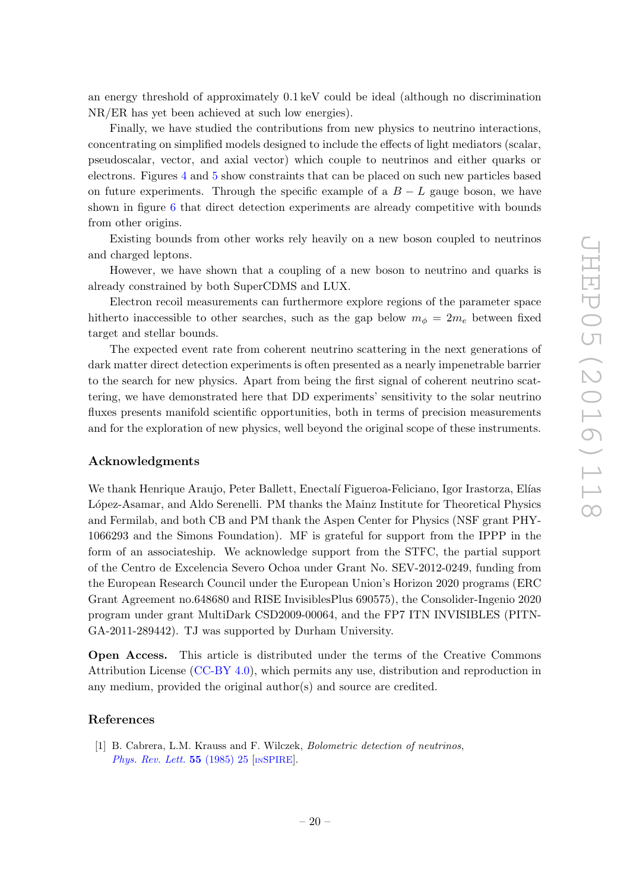an energy threshold of approximately 0.1 keV could be ideal (although no discrimination NR/ER has yet been achieved at such low energies).

Finally, we have studied the contributions from new physics to neutrino interactions, concentrating on simplified models designed to include the effects of light mediators (scalar, pseudoscalar, vector, and axial vector) which couple to neutrinos and either quarks or electrons. Figures 4 and 5 show constraints that can be placed on such new particles based on future experiments. Through the specific example of a $B - L$ gauge boson, we have shown in figure 6 that direct detection experiments are already competitive with bounds from other origins.

Existing bounds from other works rely heavily on a new boson coupled to neutrinos and charged leptons.

However, we have shown that a coupling of a new boson to neutrino and quarks is already constrained by both SuperCDMS and LUX.

Electron recoil measurements can furthermore explore regions of the parameter space hitherto inaccessible to other searches, such as the gap below $m_\phi = 2m_e$ between fixed target and stellar bounds.

The expected event rate from coherent neutrino scattering in the next generations of dark matter direct detection experiments is often presented as a nearly impenetrable barrier to the search for new physics. Apart from being the first signal of coherent neutrino scattering, we have demonstrated here that DD experiments' sensitivity to the solar neutrino fluxes presents manifold scientific opportunities, both in terms of precision measurements and for the exploration of new physics, well beyond the original scope of these instruments.

## Acknowledgments

We thank Henrique Araujo, Peter Ballett, Enectalí Figueroa-Feliciano, Igor Irastorza, Elías López-Asamar, and Aldo Serenelli. PM thanks the Mainz Institute for Theoretical Physics and Fermilab, and both CB and PM thank the Aspen Center for Physics (NSF grant PHY-1066293 and the Simons Foundation). MF is grateful for support from the IPPP in the form of an associateship. We acknowledge support from the STFC, the partial support of the Centro de Excelencia Severo Ochoa under Grant No. SEV-2012-0249, funding from the European Research Council under the European Union's Horizon 2020 programs (ERC Grant Agreement no.648680 and RISE InvisiblesPlus 690575), the Consolider-Ingenio 2020 program under grant MultiDark CSD2009-00064, and the FP7 ITN INVISIBLES (PITN-GA-2011-289442). TJ was supported by Durham University.

**Open Access.** This article is distributed under the terms of the Creative Commons Attribution License (CC-BY 4.0), which permits any use, distribution and reproduction in any medium, provided the original author(s) and source are credited.

## References

[1] B. Cabrera, L.M. Krauss and F. Wilczek, *Bolometric detection of neutrinos*, *Phys. Rev. Lett.* **55** (1985) 25 [INSPIRE].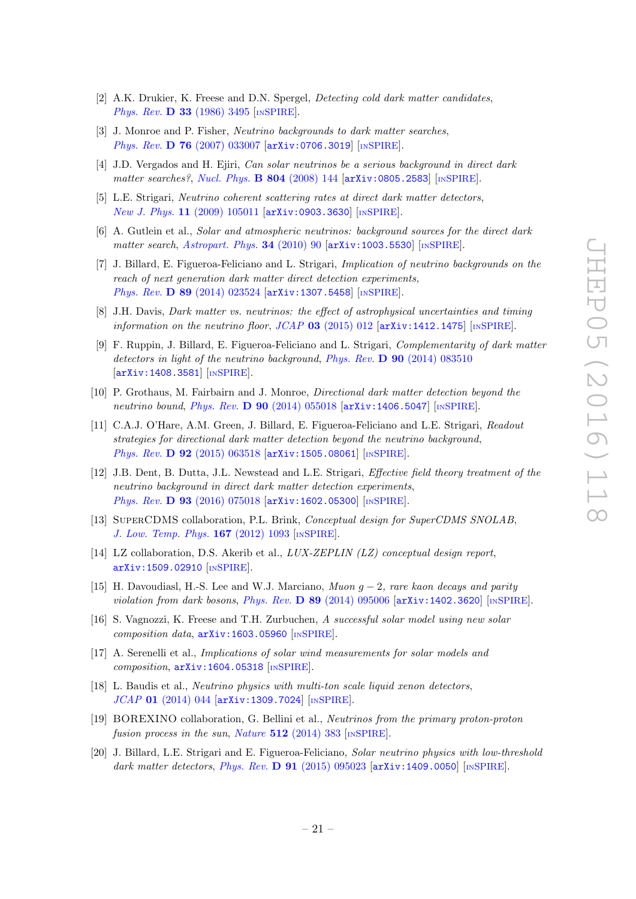[2] A.K. Drukier, K. Freese and D.N. Spergel, *Detecting cold dark matter candidates*, Phys. Rev. **D 33** (1986) 3495 [INSPIRE].

[3] J. Monroe and P. Fisher, *Neutrino backgrounds to dark matter searches*, Phys. Rev. **D 76** (2007) 033007 [arXiv:0706.3019] [INSPIRE].

[4] J.D. Vergados and H. Ejiri, *Can solar neutrinos be a serious background in direct dark matter searches?*, Nucl. Phys. **B 804** (2008) 144 [arXiv:0805.2583] [INSPIRE].

[5] L.E. Strigari, *Neutrino coherent scattering rates at direct dark matter detectors*, New J. Phys. **11** (2009) 105011 [arXiv:0903.3630] [INSPIRE].

[6] A. Gutlein et al., *Solar and atmospheric neutrinos: background sources for the direct dark matter search*, Astropart. Phys. **34** (2010) 90 [arXiv:1003.5530] [INSPIRE].

[7] J. Billard, E. Figueroa-Feliciano and L. Strigari, *Implication of neutrino backgrounds on the reach of next generation dark matter direct detection experiments*, Phys. Rev. **D 89** (2014) 023524 [arXiv:1307.5458] [INSPIRE].

[8] J.H. Davis, *Dark matter vs. neutrinos: the effect of astrophysical uncertainties and timing information on the neutrino floor*, JCAP **03** (2015) 012 [arXiv:1412.1475] [INSPIRE].

[9] F. Ruppin, J. Billard, E. Figueroa-Feliciano and L. Strigari, *Complementarity of dark matter detectors in light of the neutrino background*, Phys. Rev. **D 90** (2014) 083510 [arXiv:1408.3581] [INSPIRE].

[10] P. Grothaus, M. Fairbairn and J. Monroe, *Directional dark matter detection beyond the neutrino bound*, Phys. Rev. **D 90** (2014) 055018 [arXiv:1406.5047] [INSPIRE].

[11] C.A.J. O'Hare, A.M. Green, J. Billard, E. Figueroa-Feliciano and L.E. Strigari, *Readout strategies for directional dark matter detection beyond the neutrino background*, Phys. Rev. **D 92** (2015) 063518 [arXiv:1505.08061] [INSPIRE].

[12] J.B. Dent, B. Dutta, J.L. Newstead and L.E. Strigari, *Effective field theory treatment of the neutrino background in direct dark matter detection experiments*, Phys. Rev. **D 93** (2016) 075018 [arXiv:1602.05300] [INSPIRE].

[13] SuperCDMS collaboration, P.L. Brink, *Conceptual design for SuperCDMS SNOLAB*, J. Low. Temp. Phys. **167** (2012) 1093 [INSPIRE].

[14] LZ collaboration, D.S. Akerib et al., *LUX-ZEPLIN (LZ) conceptual design report*, arXiv:1509.02910 [INSPIRE].

[15] H. Davoudiasl, H.-S. Lee and W.J. Marciano, *Muon $g-2$, rare kaon decays and parity violation from dark bosons*, Phys. Rev. **D 89** (2014) 095006 [arXiv:1402.3620] [INSPIRE].

[16] S. Vagnozzi, K. Freese and T.H. Zurbuchen, *A successful solar model using new solar composition data*, arXiv:1603.05960 [INSPIRE].

[17] A. Serenelli et al., *Implications of solar wind measurements for solar models and composition*, arXiv:1604.05318 [INSPIRE].

[18] L. Baudis et al., *Neutrino physics with multi-ton scale liquid xenon detectors*, JCAP **01** (2014) 044 [arXiv:1309.7024] [INSPIRE].

[19] BOREXINO collaboration, G. Bellini et al., *Neutrinos from the primary proton-proton fusion process in the sun*, Nature **512** (2014) 383 [INSPIRE].

[20] J. Billard, L.E. Strigari and E. Figueroa-Feliciano, *Solar neutrino physics with low-threshold dark matter detectors*, Phys. Rev. **D 91** (2015) 095023 [arXiv:1409.0050] [INSPIRE].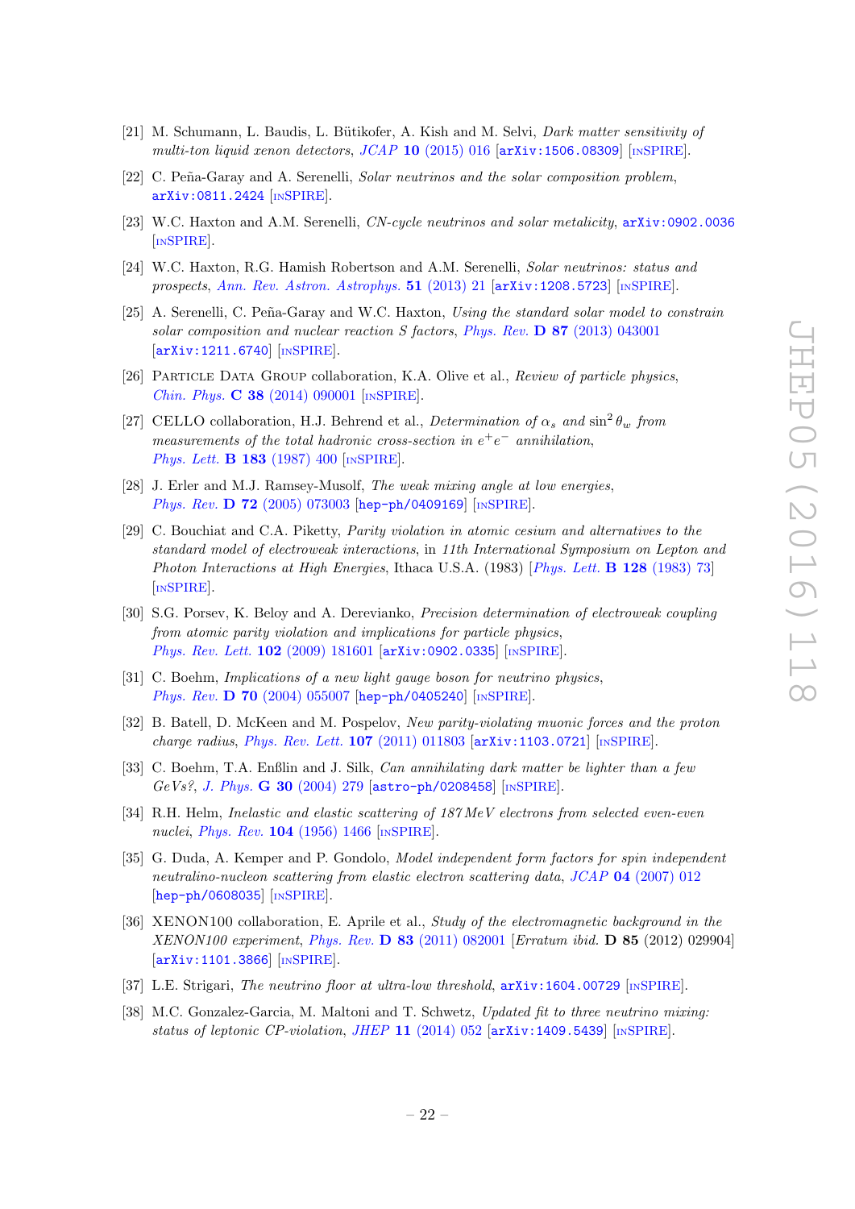[21] M. Schumann, L. Baudis, L. Bütikofer, A. Kish and M. Selvi, *Dark matter sensitivity of multi-ton liquid xenon detectors*, *JCAP* **10** (2015) 016 [arXiv:1506.08309] [INSPIRE].

[22] C. Peña-Garay and A. Serenelli, *Solar neutrinos and the solar composition problem*, arXiv:0811.2424 [INSPIRE].

[23] W.C. Haxton and A.M. Serenelli, *CN-cycle neutrinos and solar metalicity*, arXiv:0902.0036 [INSPIRE].

[24] W.C. Haxton, R.G. Hamish Robertson and A.M. Serenelli, *Solar neutrinos: status and prospects*, *Ann. Rev. Astron. Astrophys.* **51** (2013) 21 [arXiv:1208.5723] [INSPIRE].

[25] A. Serenelli, C. Peña-Garay and W.C. Haxton, *Using the standard solar model to constrain solar composition and nuclear reaction S factors*, *Phys. Rev.* **D 87** (2013) 043001 [arXiv:1211.6740] [INSPIRE].

[26] Particle Data Group collaboration, K.A. Olive et al., *Review of particle physics*, *Chin. Phys.* **C 38** (2014) 090001 [INSPIRE].

[27] CELLO collaboration, H.J. Behrend et al., *Determination of $\alpha_s$ and $\sin^2\theta_w$ from measurements of the total hadronic cross-section in $e^+e^-$ annihilation*, *Phys. Lett.* **B 183** (1987) 400 [INSPIRE].

[28] J. Erler and M.J. Ramsey-Musolf, *The weak mixing angle at low energies*, *Phys. Rev.* **D 72** (2005) 073003 [hep-ph/0409169] [INSPIRE].

[29] C. Bouchiat and C.A. Piketty, *Parity violation in atomic cesium and alternatives to the standard model of electroweak interactions*, in *11th International Symposium on Lepton and Photon Interactions at High Energies*, Ithaca U.S.A. (1983) [*Phys. Lett.* **B 128** (1983) 73] [INSPIRE].

[30] S.G. Porsev, K. Beloy and A. Derevianko, *Precision determination of electroweak coupling from atomic parity violation and implications for particle physics*, *Phys. Rev. Lett.* **102** (2009) 181601 [arXiv:0902.0335] [INSPIRE].

[31] C. Boehm, *Implications of a new light gauge boson for neutrino physics*, *Phys. Rev.* **D 70** (2004) 055007 [hep-ph/0405240] [INSPIRE].

[32] B. Batell, D. McKeen and M. Pospelov, *New parity-violating muonic forces and the proton charge radius*, *Phys. Rev. Lett.* **107** (2011) 011803 [arXiv:1103.0721] [INSPIRE].

[33] C. Boehm, T.A. Enßlin and J. Silk, *Can annihilating dark matter be lighter than a few GeVs?*, *J. Phys.* **G 30** (2004) 279 [astro-ph/0208458] [INSPIRE].

[34] R.H. Helm, *Inelastic and elastic scattering of 187 MeV electrons from selected even-even nuclei*, *Phys. Rev.* **104** (1956) 1466 [INSPIRE].

[35] G. Duda, A. Kemper and P. Gondolo, *Model independent form factors for spin independent neutralino-nucleon scattering from elastic electron scattering data*, *JCAP* **04** (2007) 012 [hep-ph/0608035] [INSPIRE].

[36] XENON100 collaboration, E. Aprile et al., *Study of the electromagnetic background in the XENON100 experiment*, *Phys. Rev.* **D 83** (2011) 082001 [*Erratum ibid.* **D 85** (2012) 029904] [arXiv:1101.3866] [INSPIRE].

[37] L.E. Strigari, *The neutrino floor at ultra-low threshold*, arXiv:1604.00729 [INSPIRE].

[38] M.C. Gonzalez-Garcia, M. Maltoni and T. Schwetz, *Updated fit to three neutrino mixing: status of leptonic CP-violation*, *JHEP* **11** (2014) 052 [arXiv:1409.5439] [INSPIRE].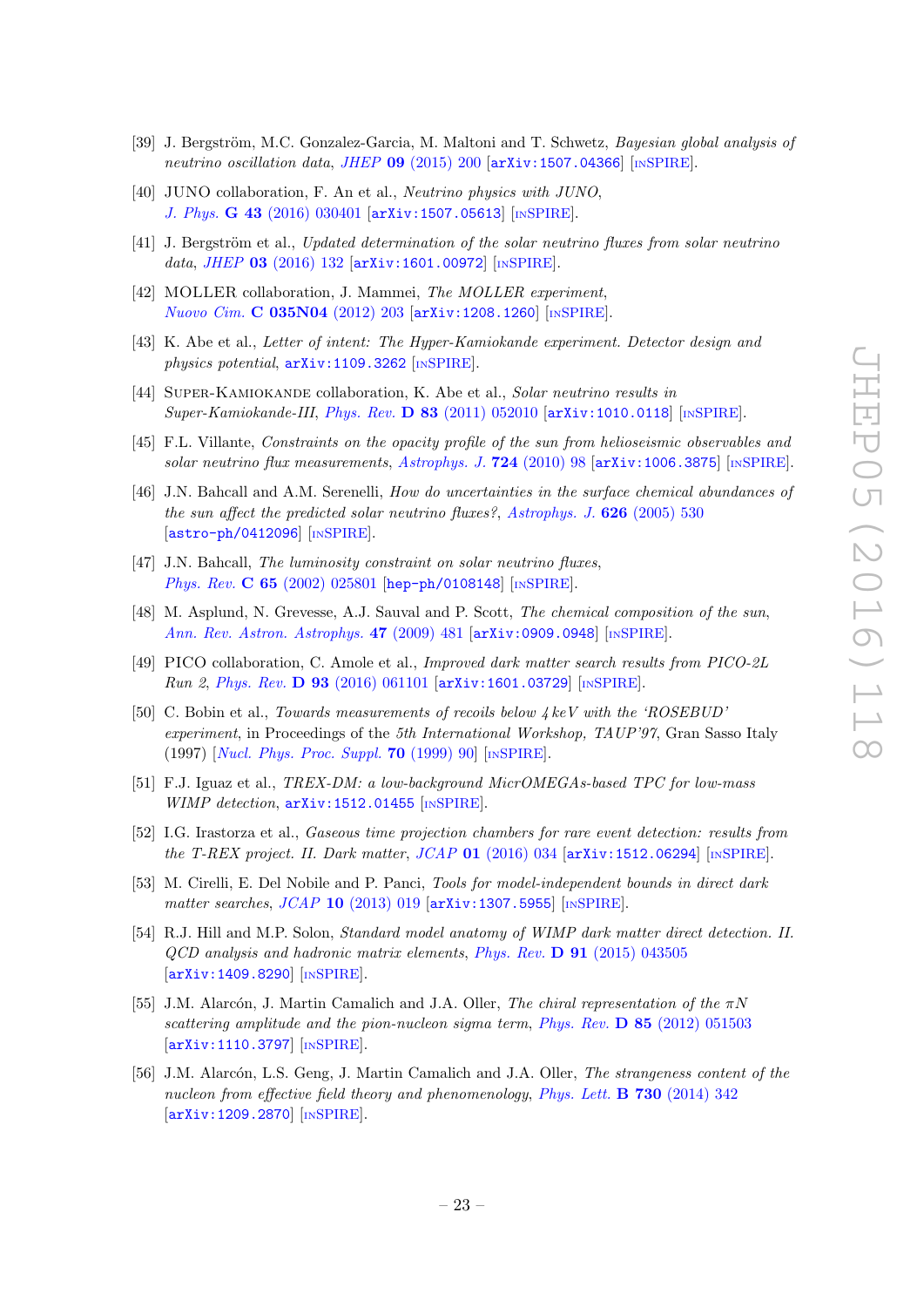[39] J. Bergström, M.C. Gonzalez-Garcia, M. Maltoni and T. Schwetz, *Bayesian global analysis of neutrino oscillation data*, *JHEP* **09** (2015) 200 [arXiv:1507.04366] [INSPIRE].

[40] JUNO collaboration, F. An et al., *Neutrino physics with JUNO*, *J. Phys.* **G 43** (2016) 030401 [arXiv:1507.05613] [INSPIRE].

[41] J. Bergström et al., *Updated determination of the solar neutrino fluxes from solar neutrino data*, *JHEP* **03** (2016) 132 [arXiv:1601.00972] [INSPIRE].

[42] MOLLER collaboration, J. Mammei, *The MOLLER experiment*, *Nuovo Cim.* **C 035N04** (2012) 203 [arXiv:1208.1260] [INSPIRE].

[43] K. Abe et al., *Letter of intent: The Hyper-Kamiokande experiment. Detector design and physics potential*, arXiv:1109.3262 [INSPIRE].

[44] Super-Kamiokande collaboration, K. Abe et al., *Solar neutrino results in Super-Kamiokande-III*, *Phys. Rev.* **D 83** (2011) 052010 [arXiv:1010.0118] [INSPIRE].

[45] F.L. Villante, *Constraints on the opacity profile of the sun from helioseismic observables and solar neutrino flux measurements*, *Astrophys. J.* **724** (2010) 98 [arXiv:1006.3875] [INSPIRE].

[46] J.N. Bahcall and A.M. Serenelli, *How do uncertainties in the surface chemical abundances of the sun affect the predicted solar neutrino fluxes?*, *Astrophys. J.* **626** (2005) 530 [astro-ph/0412096] [INSPIRE].

[47] J.N. Bahcall, *The luminosity constraint on solar neutrino fluxes*, *Phys. Rev.* **C 65** (2002) 025801 [hep-ph/0108148] [INSPIRE].

[48] M. Asplund, N. Grevesse, A.J. Sauval and P. Scott, *The chemical composition of the sun*, *Ann. Rev. Astron. Astrophys.* **47** (2009) 481 [arXiv:0909.0948] [INSPIRE].

[49] PICO collaboration, C. Amole et al., *Improved dark matter search results from PICO-2L Run 2*, *Phys. Rev.* **D 93** (2016) 061101 [arXiv:1601.03729] [INSPIRE].

[50] C. Bobin et al., *Towards measurements of recoils below 4 keV with the 'ROSEBUD' experiment*, in Proceedings of the *5th International Workshop, TAUP'97*, Gran Sasso Italy (1997) [*Nucl. Phys. Proc. Suppl.* **70** (1999) 90] [INSPIRE].

[51] F.J. Iguaz et al., *TREX-DM: a low-background MicrOMEGAs-based TPC for low-mass WIMP detection*, arXiv:1512.01455 [INSPIRE].

[52] I.G. Irastorza et al., *Gaseous time projection chambers for rare event detection: results from the T-REX project. II. Dark matter*, *JCAP* **01** (2016) 034 [arXiv:1512.06294] [INSPIRE].

[53] M. Cirelli, E. Del Nobile and P. Panci, *Tools for model-independent bounds in direct dark matter searches*, *JCAP* **10** (2013) 019 [arXiv:1307.5955] [INSPIRE].

[54] R.J. Hill and M.P. Solon, *Standard model anatomy of WIMP dark matter direct detection. II. QCD analysis and hadronic matrix elements*, *Phys. Rev.* **D 91** (2015) 043505 [arXiv:1409.8290] [INSPIRE].

[55] J.M. Alarcón, J. Martin Camalich and J.A. Oller, *The chiral representation of the $\pi N$ scattering amplitude and the pion-nucleon sigma term*, *Phys. Rev.* **D 85** (2012) 051503 [arXiv:1110.3797] [INSPIRE].

[56] J.M. Alarcón, L.S. Geng, J. Martin Camalich and J.A. Oller, *The strangeness content of the nucleon from effective field theory and phenomenology*, *Phys. Lett.* **B 730** (2014) 342 [arXiv:1209.2870] [INSPIRE].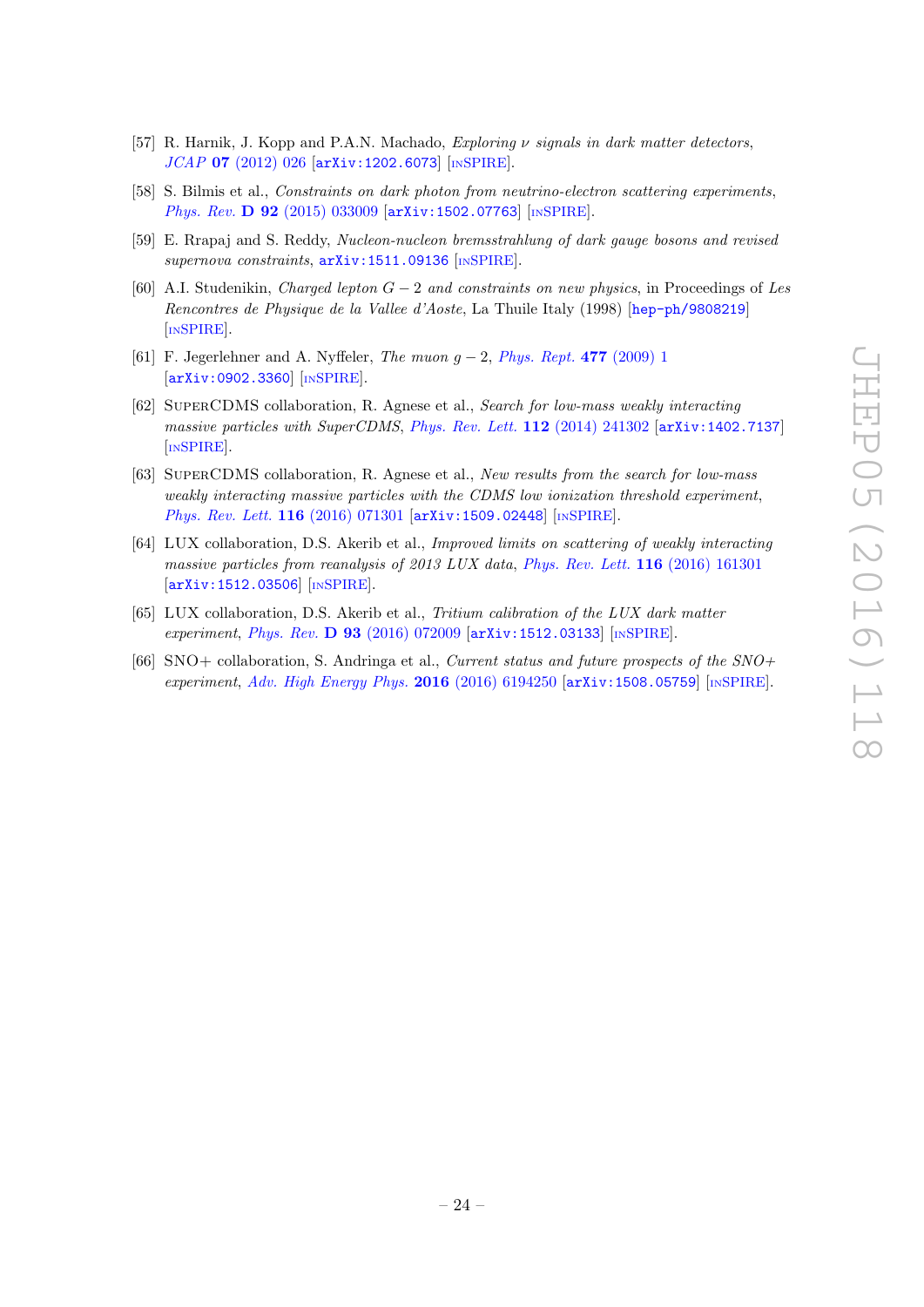[57] R. Harnik, J. Kopp and P.A.N. Machado, *Exploring $\nu$ signals in dark matter detectors*, *JCAP* **07** (2012) 026 [arXiv:1202.6073] [INSPIRE].

[58] S. Bilmis et al., *Constraints on dark photon from neutrino-electron scattering experiments*, *Phys. Rev.* **D 92** (2015) 033009 [arXiv:1502.07763] [INSPIRE].

[59] E. Rrapaj and S. Reddy, *Nucleon-nucleon bremsstrahlung of dark gauge bosons and revised supernova constraints*, arXiv:1511.09136 [INSPIRE].

[60] A.I. Studenikin, *Charged lepton $G-2$ and constraints on new physics*, in Proceedings of *Les Rencontres de Physique de la Vallee d'Aoste*, La Thuile Italy (1998) [hep-ph/9808219] [INSPIRE].

[61] F. Jegerlehner and A. Nyffeler, *The muon $g-2$*, *Phys. Rept.* **477** (2009) 1 [arXiv:0902.3360] [INSPIRE].

[62] SuperCDMS collaboration, R. Agnese et al., *Search for low-mass weakly interacting massive particles with SuperCDMS*, *Phys. Rev. Lett.* **112** (2014) 241302 [arXiv:1402.7137] [INSPIRE].

[63] SuperCDMS collaboration, R. Agnese et al., *New results from the search for low-mass weakly interacting massive particles with the CDMS low ionization threshold experiment*, *Phys. Rev. Lett.* **116** (2016) 071301 [arXiv:1509.02448] [INSPIRE].

[64] LUX collaboration, D.S. Akerib et al., *Improved limits on scattering of weakly interacting massive particles from reanalysis of 2013 LUX data*, *Phys. Rev. Lett.* **116** (2016) 161301 [arXiv:1512.03506] [INSPIRE].

[65] LUX collaboration, D.S. Akerib et al., *Tritium calibration of the LUX dark matter experiment*, *Phys. Rev.* **D 93** (2016) 072009 [arXiv:1512.03133] [INSPIRE].

[66] SNO+ collaboration, S. Andringa et al., *Current status and future prospects of the SNO+ experiment*, *Adv. High Energy Phys.* **2016** (2016) 6194250 [arXiv:1508.05759] [INSPIRE].